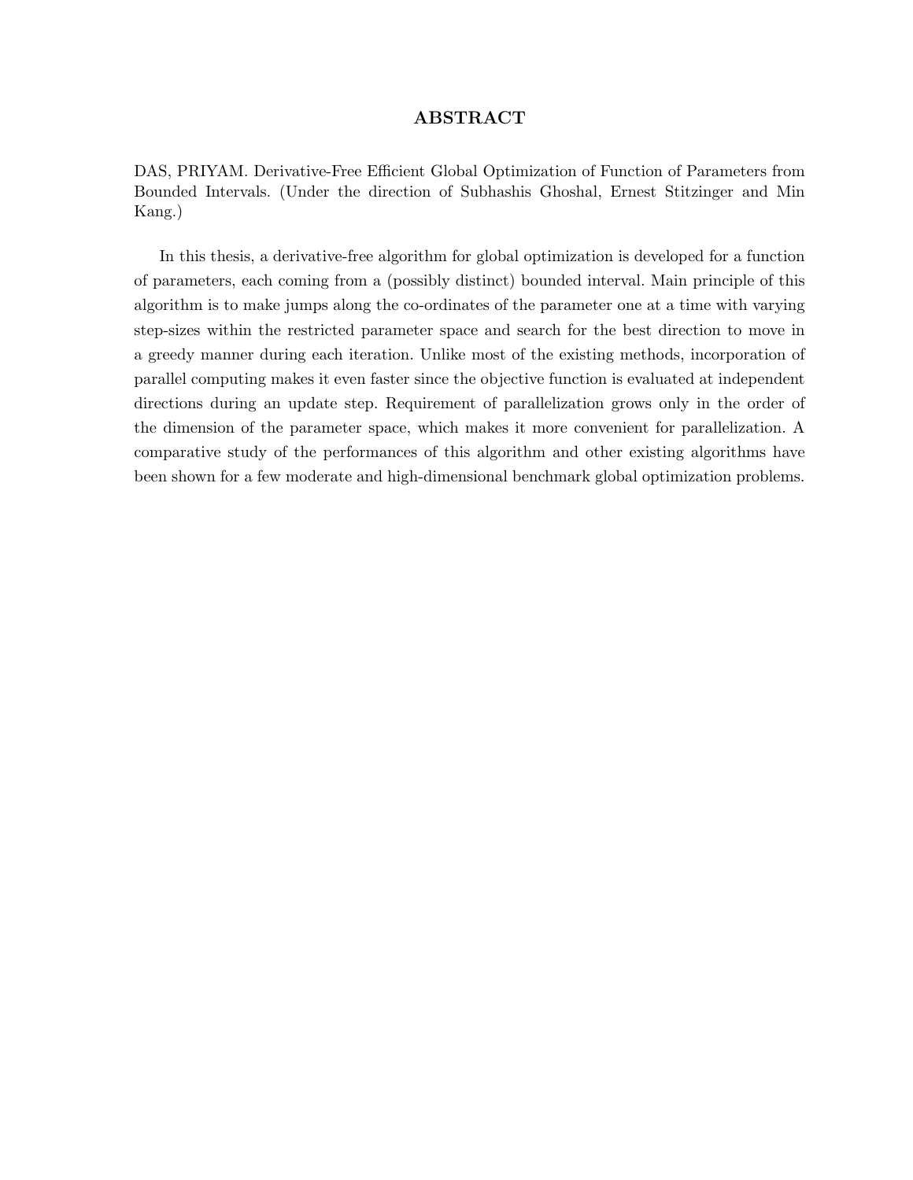# ABSTRACT

DAS, PRIYAM. Derivative-Free Efficient Global Optimization of Function of Parameters from Bounded Intervals. (Under the direction of Subhashis Ghoshal, Ernest Stitzinger and Min Kang.)

In this thesis, a derivative-free algorithm for global optimization is developed for a function of parameters, each coming from a (possibly distinct) bounded interval. Main principle of this algorithm is to make jumps along the co-ordinates of the parameter one at a time with varying step-sizes within the restricted parameter space and search for the best direction to move in a greedy manner during each iteration. Unlike most of the existing methods, incorporation of parallel computing makes it even faster since the objective function is evaluated at independent directions during an update step. Requirement of parallelization grows only in the order of the dimension of the parameter space, which makes it more convenient for parallelization. A comparative study of the performances of this algorithm and other existing algorithms have been shown for a few moderate and high-dimensional benchmark global optimization problems.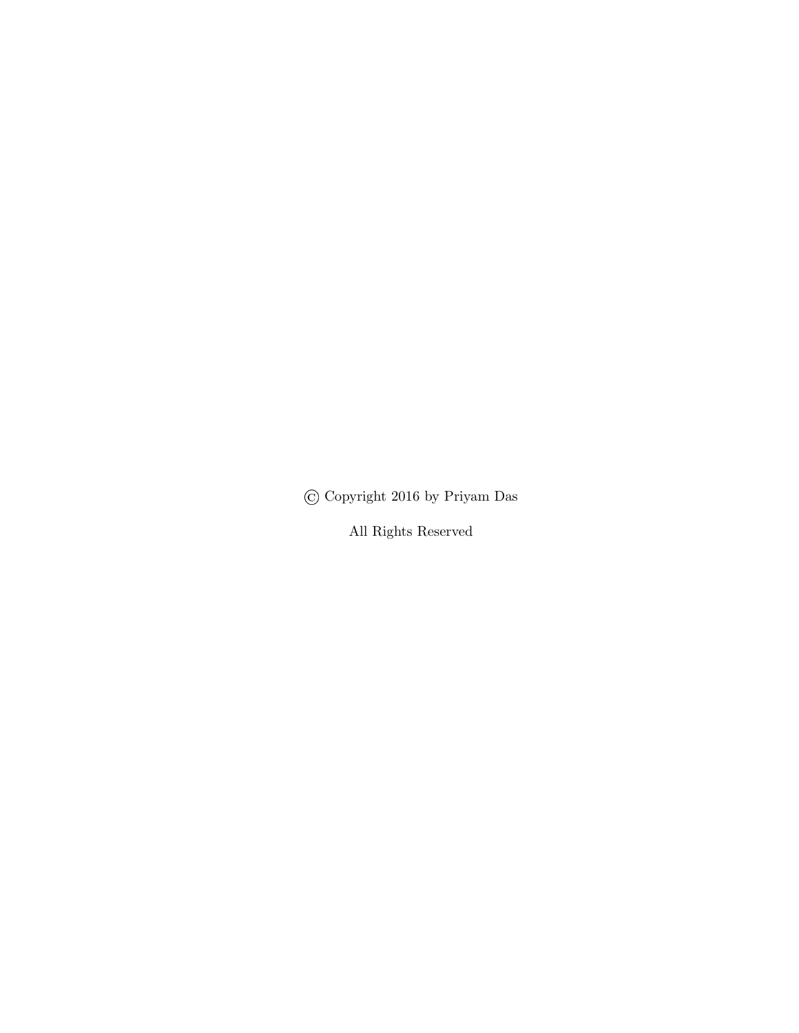© Copyright 2016 by Priyam Das

All Rights Reserved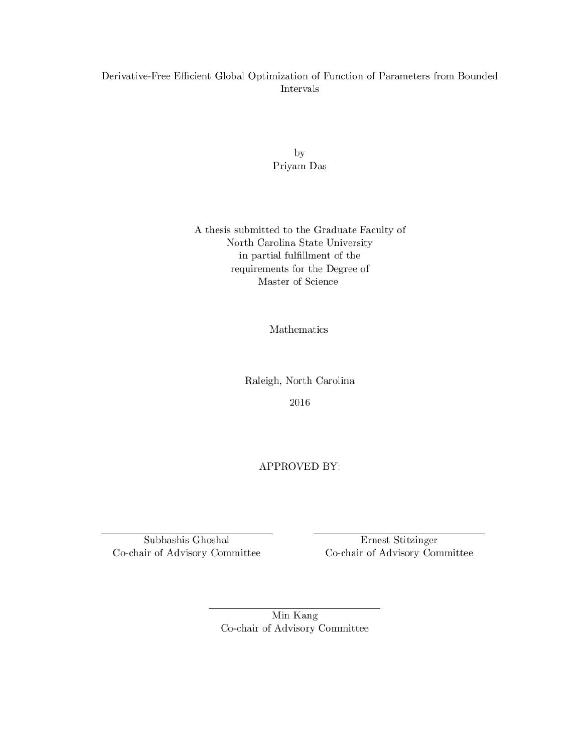Derivative-Free Efficient Global Optimization of Function of Parameters from Bounded Intervals

by
Priyam Das

A thesis submitted to the Graduate Faculty of
North Carolina State University
in partial fulfillment of the
requirements for the Degree of
Master of Science

Mathematics

Raleigh, North Carolina

2016

APPROVED BY:

Subhashis Ghoshal
Co-chair of Advisory Committee

Ernest Stitzinger
Co-chair of Advisory Committee

Min Kang
Co-chair of Advisory Committee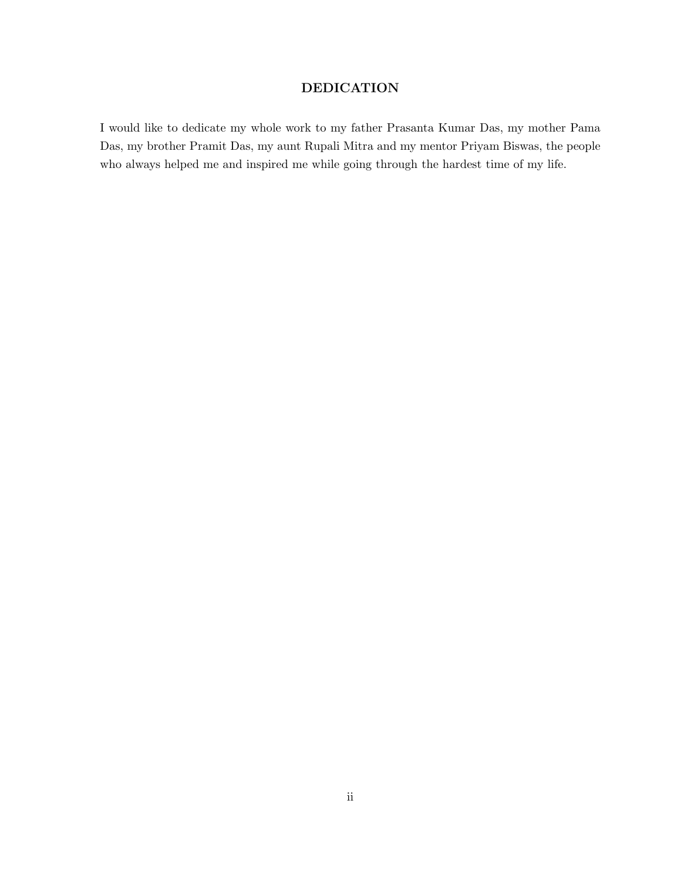## DEDICATION

I would like to dedicate my whole work to my father Prasanta Kumar Das, my mother Pama Das, my brother Pramit Das, my aunt Rupali Mitra and my mentor Priyam Biswas, the people who always helped me and inspired me while going through the hardest time of my life.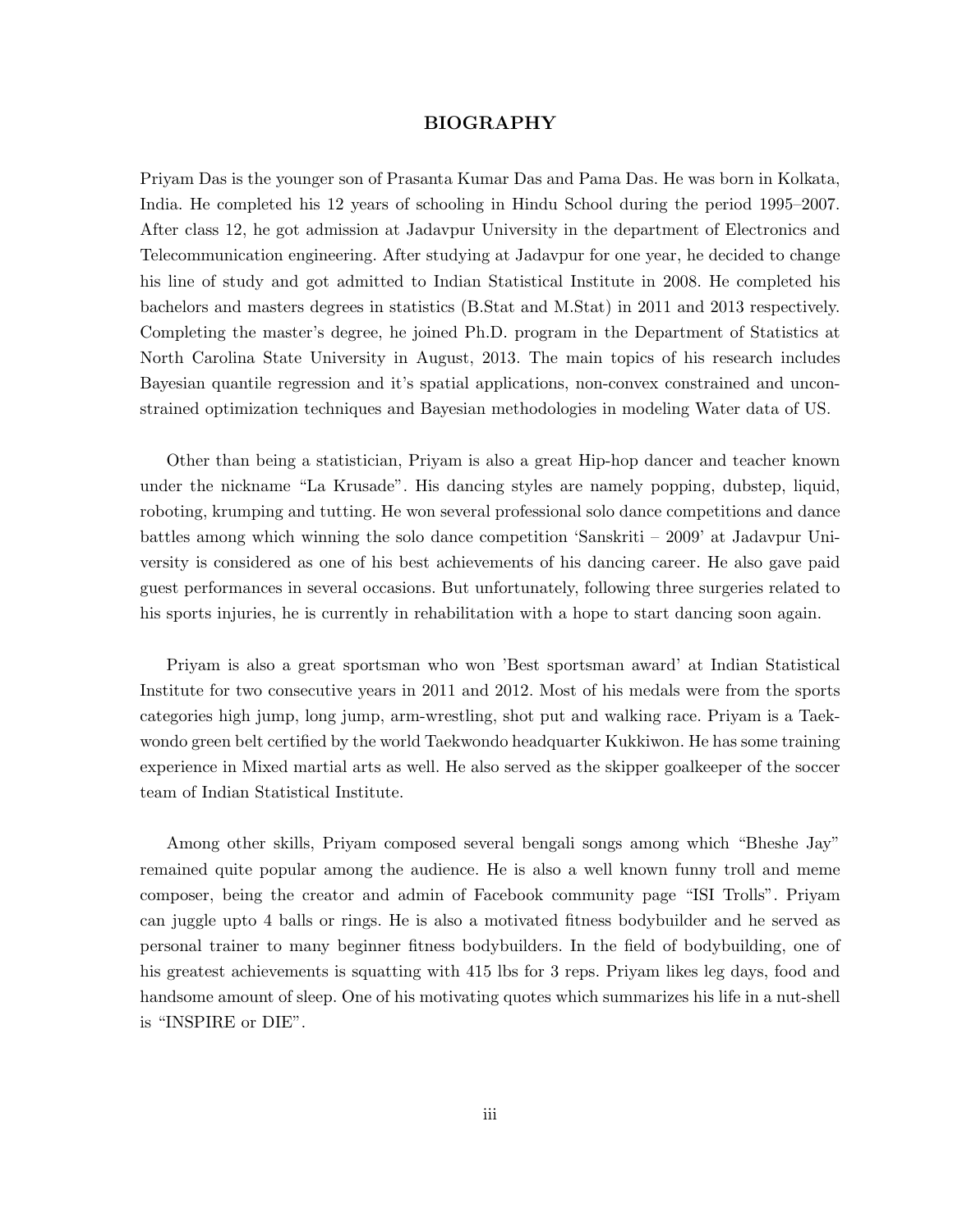# BIOGRAPHY

Priyam Das is the younger son of Prasanta Kumar Das and Pama Das. He was born in Kolkata, India. He completed his 12 years of schooling in Hindu School during the period 1995–2007. After class 12, he got admission at Jadavpur University in the department of Electronics and Telecommunication engineering. After studying at Jadavpur for one year, he decided to change his line of study and got admitted to Indian Statistical Institute in 2008. He completed his bachelors and masters degrees in statistics (B.Stat and M.Stat) in 2011 and 2013 respectively. Completing the master's degree, he joined Ph.D. program in the Department of Statistics at North Carolina State University in August, 2013. The main topics of his research includes Bayesian quantile regression and it's spatial applications, non-convex constrained and unconstrained optimization techniques and Bayesian methodologies in modeling Water data of US.

Other than being a statistician, Priyam is also a great Hip-hop dancer and teacher known under the nickname "La Krusade". His dancing styles are namely popping, dubstep, liquid, roboting, krumping and tutting. He won several professional solo dance competitions and dance battles among which winning the solo dance competition 'Sanskriti – 2009' at Jadavpur University is considered as one of his best achievements of his dancing career. He also gave paid guest performances in several occasions. But unfortunately, following three surgeries related to his sports injuries, he is currently in rehabilitation with a hope to start dancing soon again.

Priyam is also a great sportsman who won 'Best sportsman award' at Indian Statistical Institute for two consecutive years in 2011 and 2012. Most of his medals were from the sports categories high jump, long jump, arm-wrestling, shot put and walking race. Priyam is a Taekwondo green belt certified by the world Taekwondo headquarter Kukkiwon. He has some training experience in Mixed martial arts as well. He also served as the skipper goalkeeper of the soccer team of Indian Statistical Institute.

Among other skills, Priyam composed several bengali songs among which "Bheshe Jay" remained quite popular among the audience. He is also a well known funny troll and meme composer, being the creator and admin of Facebook community page "ISI Trolls". Priyam can juggle upto 4 balls or rings. He is also a motivated fitness bodybuilder and he served as personal trainer to many beginner fitness bodybuilders. In the field of bodybuilding, one of his greatest achievements is squatting with 415 lbs for 3 reps. Priyam likes leg days, food and handsome amount of sleep. One of his motivating quotes which summarizes his life in a nut-shell is "INSPIRE or DIE".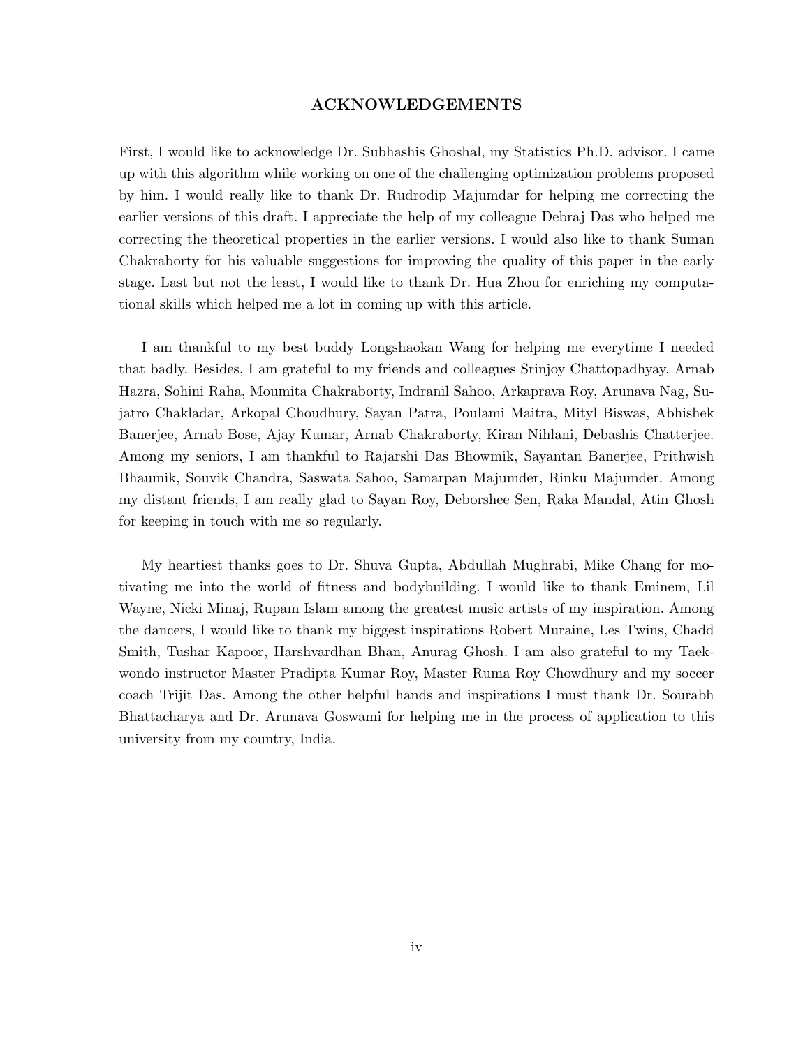## ACKNOWLEDGEMENTS

First, I would like to acknowledge Dr. Subhashis Ghoshal, my Statistics Ph.D. advisor. I came up with this algorithm while working on one of the challenging optimization problems proposed by him. I would really like to thank Dr. Rudrodip Majumdar for helping me correcting the earlier versions of this draft. I appreciate the help of my colleague Debraj Das who helped me correcting the theoretical properties in the earlier versions. I would also like to thank Suman Chakraborty for his valuable suggestions for improving the quality of this paper in the early stage. Last but not the least, I would like to thank Dr. Hua Zhou for enriching my computational skills which helped me a lot in coming up with this article.

I am thankful to my best buddy Longshaokan Wang for helping me everytime I needed that badly. Besides, I am grateful to my friends and colleagues Srinjoy Chattopadhyay, Arnab Hazra, Sohini Raha, Moumita Chakraborty, Indranil Sahoo, Arkaprava Roy, Arunava Nag, Sujatro Chakladar, Arkopal Choudhury, Sayan Patra, Poulami Maitra, Mityl Biswas, Abhishek Banerjee, Arnab Bose, Ajay Kumar, Arnab Chakraborty, Kiran Nihlani, Debashis Chatterjee. Among my seniors, I am thankful to Rajarshi Das Bhowmik, Sayantan Banerjee, Prithwish Bhaumik, Souvik Chandra, Saswata Sahoo, Samarpan Majumder, Rinku Majumder. Among my distant friends, I am really glad to Sayan Roy, Deborshee Sen, Raka Mandal, Atin Ghosh for keeping in touch with me so regularly.

My heartiest thanks goes to Dr. Shuva Gupta, Abdullah Mughrabi, Mike Chang for motivating me into the world of fitness and bodybuilding. I would like to thank Eminem, Lil Wayne, Nicki Minaj, Rupam Islam among the greatest music artists of my inspiration. Among the dancers, I would like to thank my biggest inspirations Robert Muraine, Les Twins, Chadd Smith, Tushar Kapoor, Harshvardhan Bhan, Anurag Ghosh. I am also grateful to my Taekwondo instructor Master Pradipta Kumar Roy, Master Ruma Roy Chowdhury and my soccer coach Trijit Das. Among the other helpful hands and inspirations I must thank Dr. Sourabh Bhattacharya and Dr. Arunava Goswami for helping me in the process of application to this university from my country, India.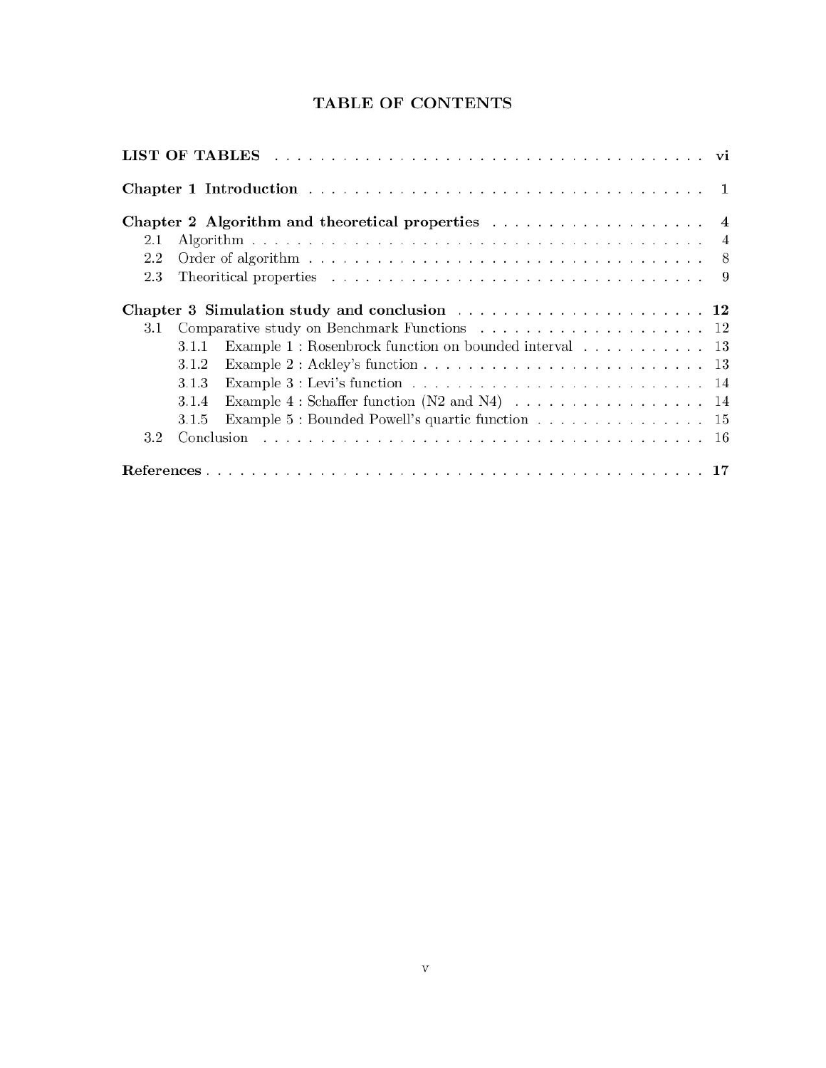# TABLE OF CONTENTS

**LIST OF TABLES** . . . . . . . . . . . . . . . . . . . . . . . . . . . . . . . . . . . . . . . . . . . . **vi**

**Chapter 1 Introduction** . . . . . . . . . . . . . . . . . . . . . . . . . . . . . . . . . . . . . . . . **1**

**Chapter 2 Algorithm and theoretical properties** . . . . . . . . . . . . . . . . . . . . **4**

- 2.1 Algorithm . . . . . . . . . . . . . . . . . . . . . . . . . . . . . . . . . . . . . . . . . . . . 4
- 2.2 Order of algorithm . . . . . . . . . . . . . . . . . . . . . . . . . . . . . . . . . . . . . . 8
- 2.3 Theoritical properties . . . . . . . . . . . . . . . . . . . . . . . . . . . . . . . . . . . . 9

**Chapter 3 Simulation study and conclusion** . . . . . . . . . . . . . . . . . . . . . . . **12**

- 3.1 Comparative study on Benchmark Functions . . . . . . . . . . . . . . . . . . . . 12
  - 3.1.1 Example 1 : Rosenbrock function on bounded interval . . . . . . . . . . . 13
  - 3.1.2 Example 2 : Ackley's function . . . . . . . . . . . . . . . . . . . . . . . . . . 13
  - 3.1.3 Example 3 : Levi's function . . . . . . . . . . . . . . . . . . . . . . . . . . . 14
  - 3.1.4 Example 4 : Schaffer function (N2 and N4) . . . . . . . . . . . . . . . . . 14
  - 3.1.5 Example 5 : Bounded Powell's quartic function . . . . . . . . . . . . . . . 15
- 3.2 Conclusion . . . . . . . . . . . . . . . . . . . . . . . . . . . . . . . . . . . . . . . . . . . 16

**References** . . . . . . . . . . . . . . . . . . . . . . . . . . . . . . . . . . . . . . . . . . . . . . **17**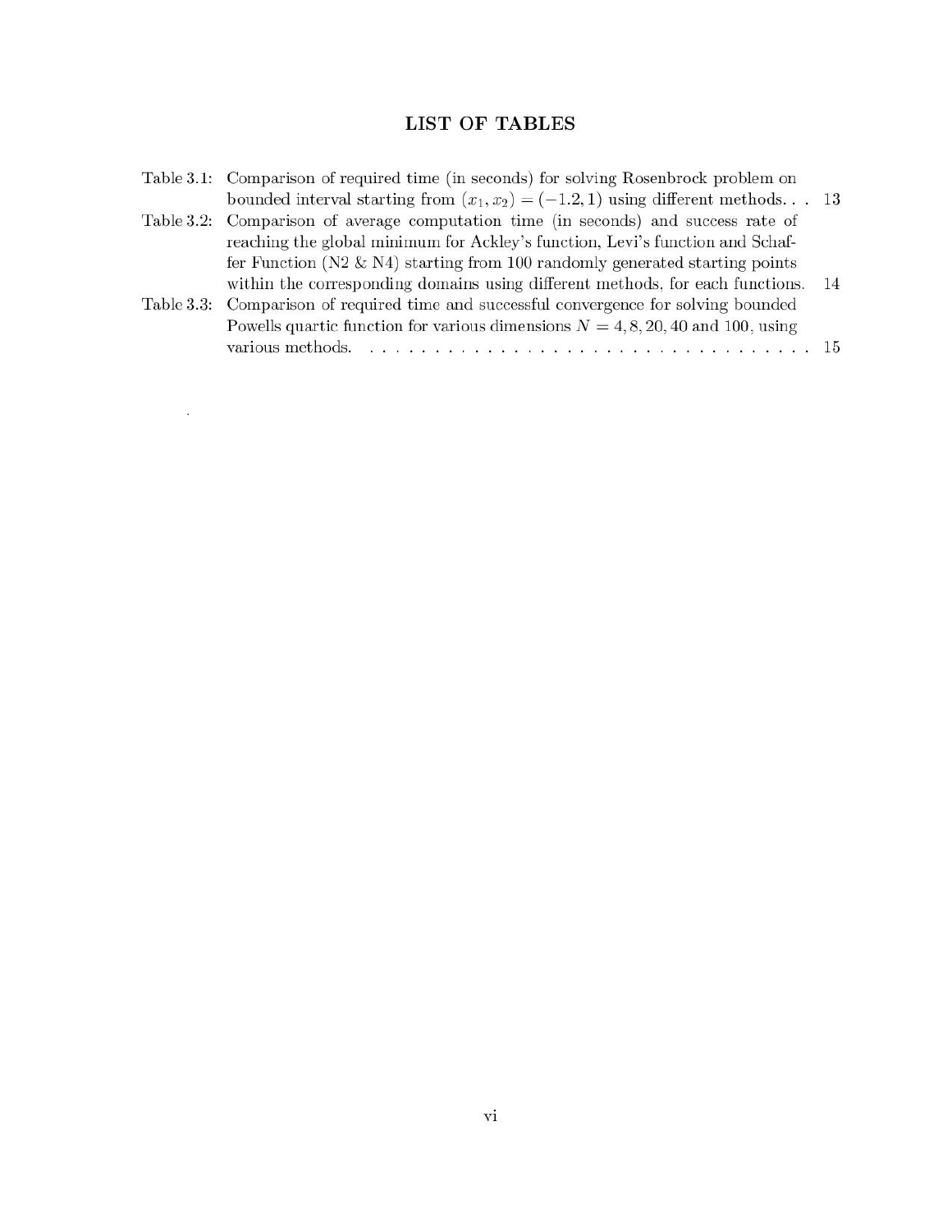# LIST OF TABLES

Table 3.1: Comparison of required time (in seconds) for solving Rosenbrock problem on bounded interval starting from $(x_1, x_2) = (-1.2, 1)$ using different methods. . . 13

Table 3.2: Comparison of average computation time (in seconds) and success rate of reaching the global minimum for Ackley's function, Levi's function and Schaffer Function (N2 & N4) starting from 100 randomly generated starting points within the corresponding domains using different methods, for each functions. 14

Table 3.3: Comparison of required time and successful convergence for solving bounded Powells quartic function for various dimensions $N = 4, 8, 20, 40$ and $100$, using various methods. . . . . . . . . . . . . . . . . . . . . . . . . . . . . . . . . . 15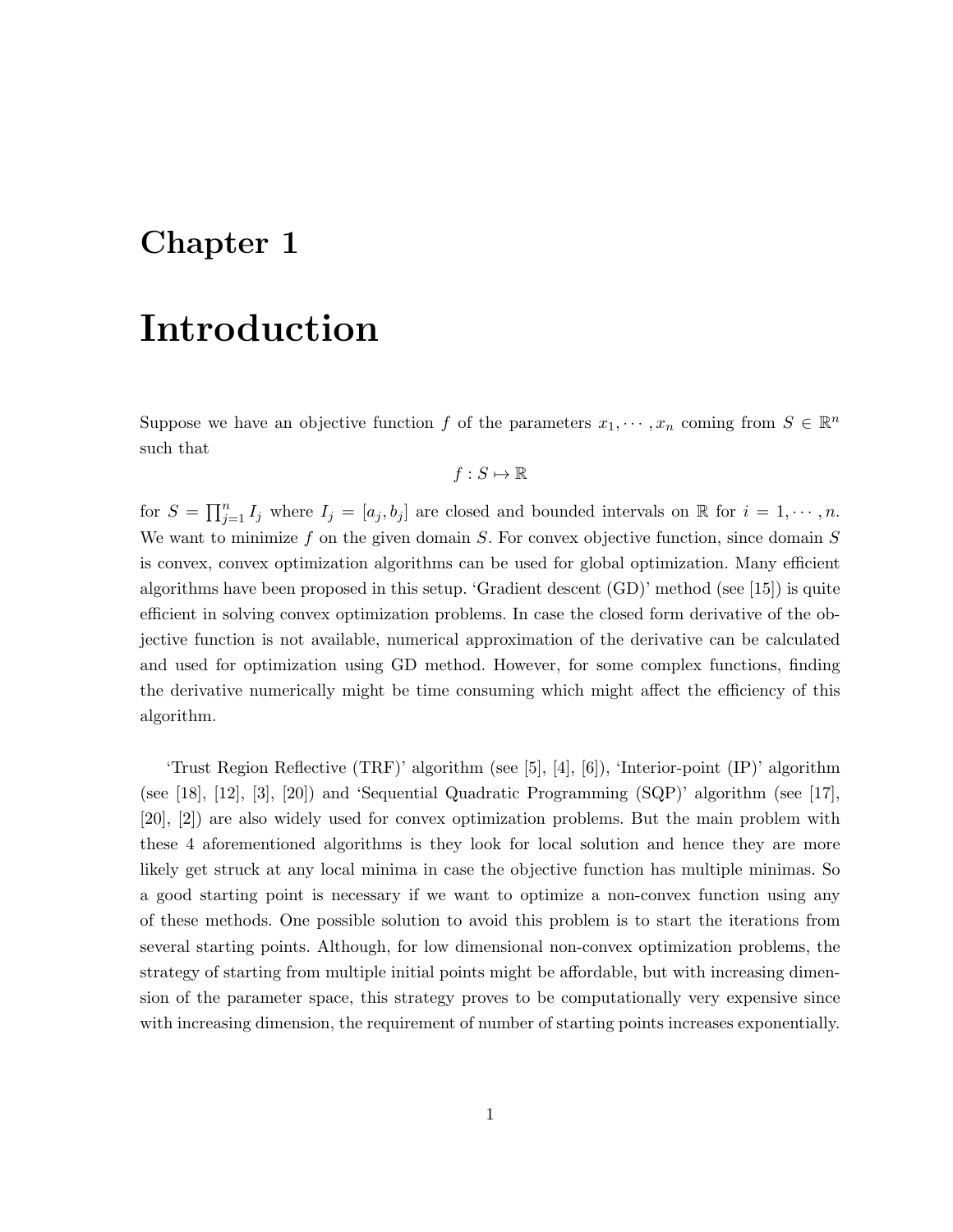# Chapter 1

# Introduction

Suppose we have an objective function $f$ of the parameters $x_1, \cdots, x_n$ coming from $S \in \mathbb{R}^n$ such that

$$f : S \mapsto \mathbb{R}$$

for $S = \prod_{j=1}^{n} I_j$ where $I_j = [a_j, b_j]$ are closed and bounded intervals on $\mathbb{R}$ for $i = 1, \cdots, n$. We want to minimize $f$ on the given domain $S$. For convex objective function, since domain $S$ is convex, convex optimization algorithms can be used for global optimization. Many efficient algorithms have been proposed in this setup. 'Gradient descent (GD)' method (see [15]) is quite efficient in solving convex optimization problems. In case the closed form derivative of the objective function is not available, numerical approximation of the derivative can be calculated and used for optimization using GD method. However, for some complex functions, finding the derivative numerically might be time consuming which might affect the efficiency of this algorithm.

'Trust Region Reflective (TRF)' algorithm (see [5], [4], [6]), 'Interior-point (IP)' algorithm (see [18], [12], [3], [20]) and 'Sequential Quadratic Programming (SQP)' algorithm (see [17], [20], [2]) are also widely used for convex optimization problems. But the main problem with these 4 aforementioned algorithms is they look for local solution and hence they are more likely get struck at any local minima in case the objective function has multiple minimas. So a good starting point is necessary if we want to optimize a non-convex function using any of these methods. One possible solution to avoid this problem is to start the iterations from several starting points. Although, for low dimensional non-convex optimization problems, the strategy of starting from multiple initial points might be affordable, but with increasing dimension of the parameter space, this strategy proves to be computationally very expensive since with increasing dimension, the requirement of number of starting points increases exponentially.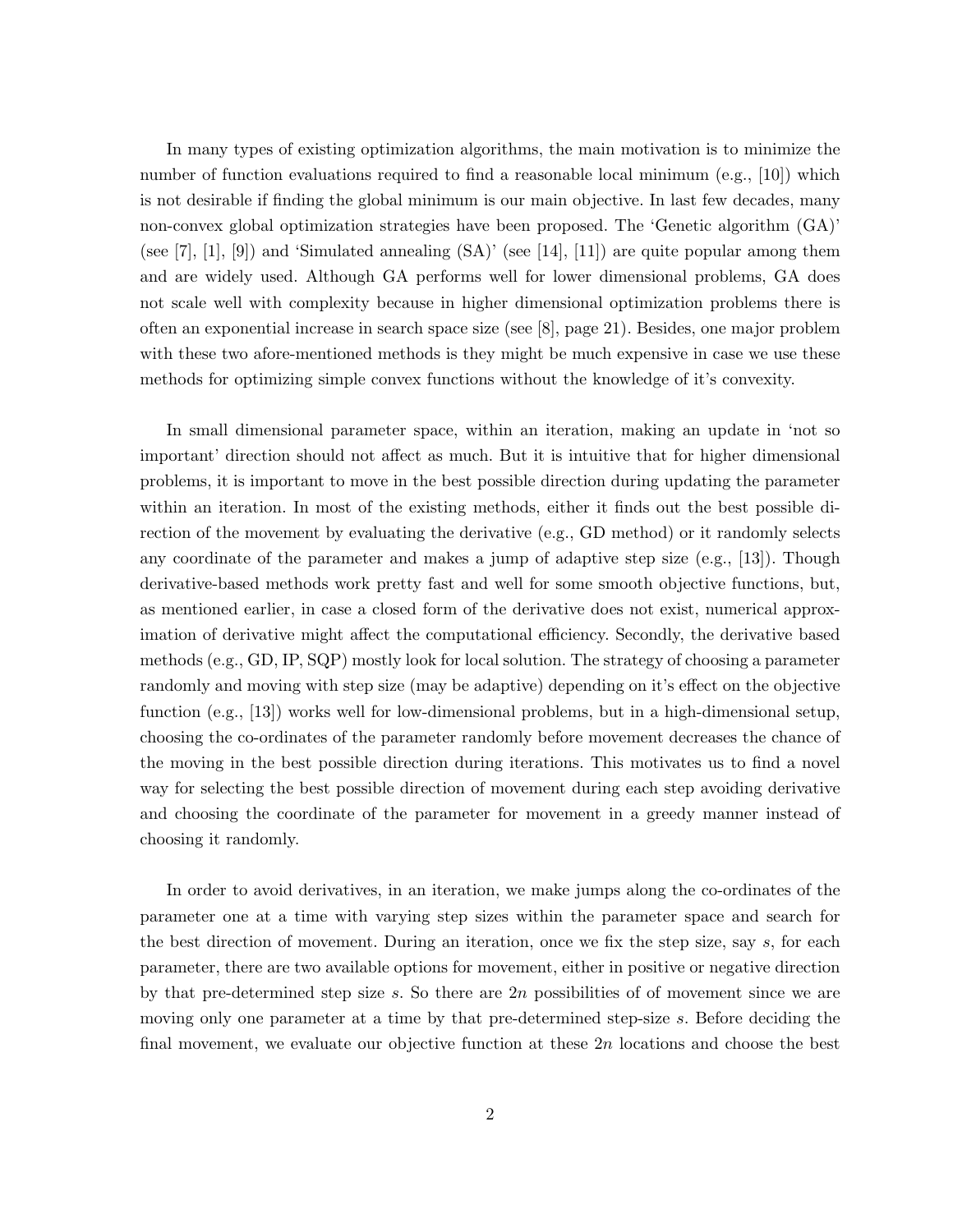In many types of existing optimization algorithms, the main motivation is to minimize the number of function evaluations required to find a reasonable local minimum (e.g., [10]) which is not desirable if finding the global minimum is our main objective. In last few decades, many non-convex global optimization strategies have been proposed. The 'Genetic algorithm (GA)' (see [7], [1], [9]) and 'Simulated annealing (SA)' (see [14], [11]) are quite popular among them and are widely used. Although GA performs well for lower dimensional problems, GA does not scale well with complexity because in higher dimensional optimization problems there is often an exponential increase in search space size (see [8], page 21). Besides, one major problem with these two afore-mentioned methods is they might be much expensive in case we use these methods for optimizing simple convex functions without the knowledge of it's convexity.

In small dimensional parameter space, within an iteration, making an update in 'not so important' direction should not affect as much. But it is intuitive that for higher dimensional problems, it is important to move in the best possible direction during updating the parameter within an iteration. In most of the existing methods, either it finds out the best possible direction of the movement by evaluating the derivative (e.g., GD method) or it randomly selects any coordinate of the parameter and makes a jump of adaptive step size (e.g., [13]). Though derivative-based methods work pretty fast and well for some smooth objective functions, but, as mentioned earlier, in case a closed form of the derivative does not exist, numerical approximation of derivative might affect the computational efficiency. Secondly, the derivative based methods (e.g., GD, IP, SQP) mostly look for local solution. The strategy of choosing a parameter randomly and moving with step size (may be adaptive) depending on it's effect on the objective function (e.g., [13]) works well for low-dimensional problems, but in a high-dimensional setup, choosing the co-ordinates of the parameter randomly before movement decreases the chance of the moving in the best possible direction during iterations. This motivates us to find a novel way for selecting the best possible direction of movement during each step avoiding derivative and choosing the coordinate of the parameter for movement in a greedy manner instead of choosing it randomly.

In order to avoid derivatives, in an iteration, we make jumps along the co-ordinates of the parameter one at a time with varying step sizes within the parameter space and search for the best direction of movement. During an iteration, once we fix the step size, say $s$, for each parameter, there are two available options for movement, either in positive or negative direction by that pre-determined step size $s$. So there are $2n$ possibilities of of movement since we are moving only one parameter at a time by that pre-determined step-size $s$. Before deciding the final movement, we evaluate our objective function at these $2n$ locations and choose the best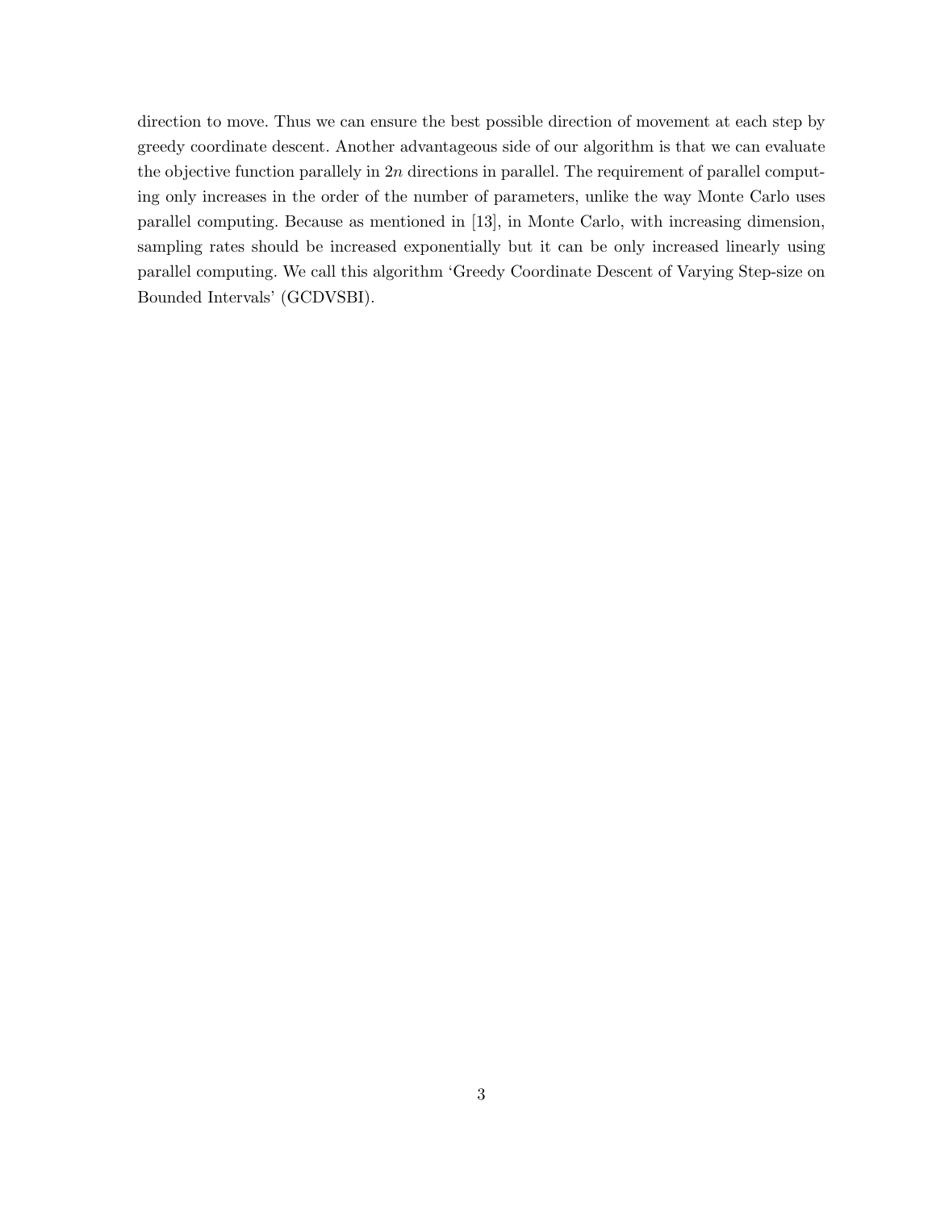direction to move. Thus we can ensure the best possible direction of movement at each step by greedy coordinate descent. Another advantageous side of our algorithm is that we can evaluate the objective function parallely in $2n$ directions in parallel. The requirement of parallel computing only increases in the order of the number of parameters, unlike the way Monte Carlo uses parallel computing. Because as mentioned in [13], in Monte Carlo, with increasing dimension, sampling rates should be increased exponentially but it can be only increased linearly using parallel computing. We call this algorithm 'Greedy Coordinate Descent of Varying Step-size on Bounded Intervals' (GCDVSBI).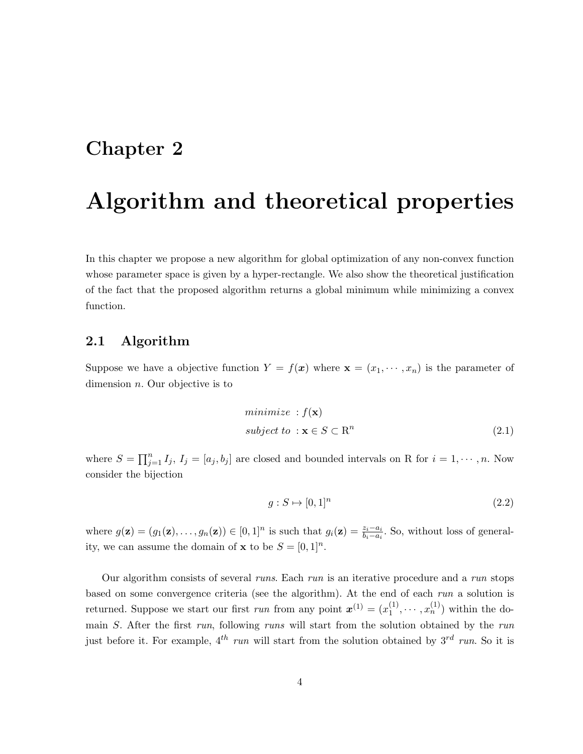# Chapter 2

# Algorithm and theoretical properties

In this chapter we propose a new algorithm for global optimization of any non-convex function whose parameter space is given by a hyper-rectangle. We also show the theoretical justification of the fact that the proposed algorithm returns a global minimum while minimizing a convex function.

## 2.1 Algorithm

Suppose we have a objective function $Y = f(\boldsymbol{x})$ where $\mathbf{x} = (x_1, \cdots, x_n)$ is the parameter of dimension $n$. Our objective is to

$$
\begin{aligned}
&minimize \ : f(\mathbf{x}) \\
&subject\ to \ : \mathbf{x} \in S \subset \mathrm{R}^n
\end{aligned}
\tag{2.1}
$$

where $S = \prod_{j=1}^{n} I_j$, $I_j = [a_j, b_j]$ are closed and bounded intervals on R for $i = 1, \cdots, n$. Now consider the bijection

$$
g : S \mapsto [0,1]^n \tag{2.2}
$$

where $g(\mathbf{z}) = (g_1(\mathbf{z}), \ldots, g_n(\mathbf{z})) \in [0,1]^n$ is such that $g_i(\mathbf{z}) = \frac{z_i - a_i}{b_i - a_i}$. So, without loss of generality, we can assume the domain of $\mathbf{x}$ to be $S = [0,1]^n$.

Our algorithm consists of several *runs*. Each *run* is an iterative procedure and a *run* stops based on some convergence criteria (see the algorithm). At the end of each *run* a solution is returned. Suppose we start our first *run* from any point $\boldsymbol{x}^{(1)} = (x_1^{(1)}, \cdots, x_n^{(1)})$ within the domain $S$. After the first *run*, following *runs* will start from the solution obtained by the *run* just before it. For example, $4^{th}$ *run* will start from the solution obtained by $3^{rd}$ *run*. So it is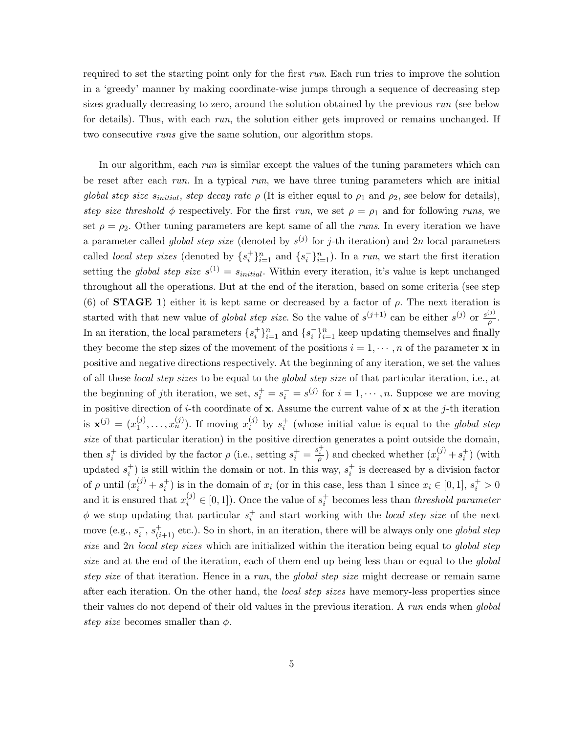required to set the starting point only for the first *run*. Each run tries to improve the solution in a 'greedy' manner by making coordinate-wise jumps through a sequence of decreasing step sizes gradually decreasing to zero, around the solution obtained by the previous *run* (see below for details). Thus, with each *run*, the solution either gets improved or remains unchanged. If two consecutive *runs* give the same solution, our algorithm stops.

In our algorithm, each *run* is similar except the values of the tuning parameters which can be reset after each *run*. In a typical *run*, we have three tuning parameters which are initial *global step size* $s_{initial}$, *step decay rate* $\rho$ (It is either equal to $\rho_1$ and $\rho_2$, see below for details), *step size threshold* $\phi$ respectively. For the first *run*, we set $\rho = \rho_1$ and for following *runs*, we set $\rho = \rho_2$. Other tuning parameters are kept same of all the *runs*. In every iteration we have a parameter called *global step size* (denoted by $s^{(j)}$ for $j$-th iteration) and $2n$ local parameters called *local step sizes* (denoted by $\{s_i^+\}_{i=1}^n$ and $\{s_i^-\}_{i=1}^n$). In a *run*, we start the first iteration setting the *global step size* $s^{(1)} = s_{initial}$. Within every iteration, it's value is kept unchanged throughout all the operations. But at the end of the iteration, based on some criteria (see step (6) of **STAGE 1**) either it is kept same or decreased by a factor of $\rho$. The next iteration is started with that new value of *global step size*. So the value of $s^{(j+1)}$ can be either $s^{(j)}$ or $\frac{s^{(j)}}{\rho}$. In an iteration, the local parameters $\{s_i^+\}_{i=1}^n$ and $\{s_i^-\}_{i=1}^n$ keep updating themselves and finally they become the step sizes of the movement of the positions $i = 1, \cdots, n$ of the parameter $\mathbf{x}$ in positive and negative directions respectively. At the beginning of any iteration, we set the values of all these *local step sizes* to be equal to the *global step size* of that particular iteration, i.e., at the beginning of $j$th iteration, we set, $s_i^+ = s_i^- = s^{(j)}$ for $i = 1, \cdots, n$. Suppose we are moving in positive direction of $i$-th coordinate of $\mathbf{x}$. Assume the current value of $\mathbf{x}$ at the $j$-th iteration is $\mathbf{x}^{(j)} = (x_1^{(j)}, \ldots, x_n^{(j)})$. If moving $x_i^{(j)}$ by $s_i^+$ (whose initial value is equal to the *global step size* of that particular iteration) in the positive direction generates a point outside the domain, then $s_i^+$ is divided by the factor $\rho$ (i.e., setting $s_i^+ = \frac{s_i^+}{\rho}$) and checked whether $(x_i^{(j)} + s_i^+)$ (with updated $s_i^+$) is still within the domain or not. In this way, $s_i^+$ is decreased by a division factor of $\rho$ until $(x_i^{(j)} + s_i^+)$ is in the domain of $x_i$ (or in this case, less than 1 since $x_i \in [0, 1]$, $s_i^+ > 0$ and it is ensured that $x_i^{(j)} \in [0, 1]$). Once the value of $s_i^+$ becomes less than *threshold parameter* $\phi$ we stop updating that particular $s_i^+$ and start working with the *local step size* of the next move (e.g., $s_i^-$, $s_{(i+1)}^+$ etc.). So in short, in an iteration, there will be always only one *global step size* and $2n$ *local step sizes* which are initialized within the iteration being equal to *global step size* and at the end of the iteration, each of them end up being less than or equal to the *global step size* of that iteration. Hence in a *run*, the *global step size* might decrease or remain same after each iteration. On the other hand, the *local step sizes* have memory-less properties since their values do not depend of their old values in the previous iteration. A *run* ends when *global step size* becomes smaller than $\phi$.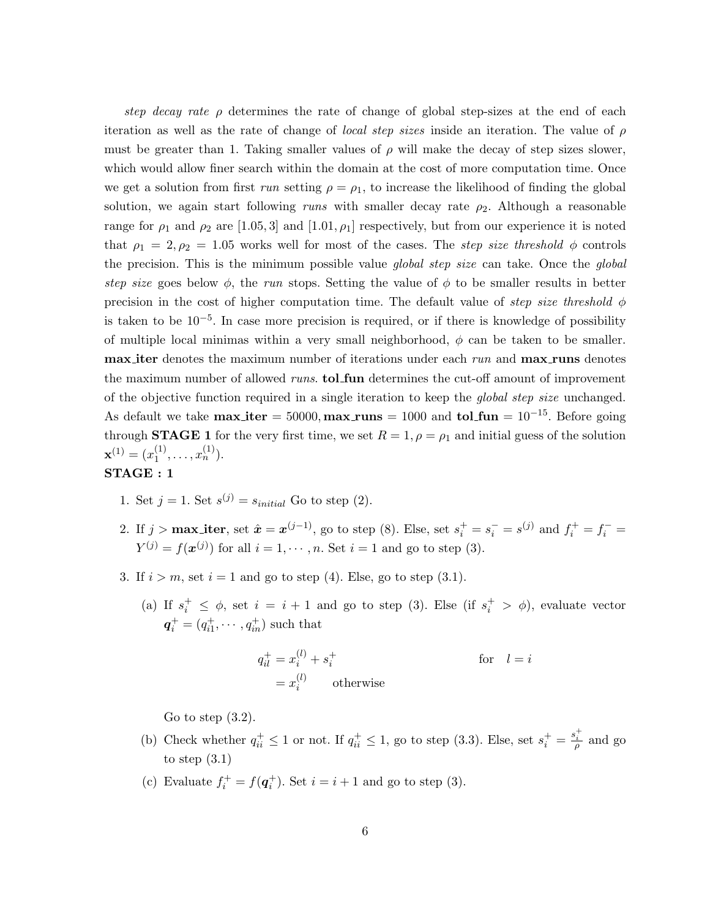*step decay rate* $\rho$ determines the rate of change of global step-sizes at the end of each iteration as well as the rate of change of *local step sizes* inside an iteration. The value of $\rho$ must be greater than 1. Taking smaller values of $\rho$ will make the decay of step sizes slower, which would allow finer search within the domain at the cost of more computation time. Once we get a solution from first *run* setting $\rho = \rho_1$, to increase the likelihood of finding the global solution, we again start following *runs* with smaller decay rate $\rho_2$. Although a reasonable range for $\rho_1$ and $\rho_2$ are $[1.05, 3]$ and $[1.01, \rho_1]$ respectively, but from our experience it is noted that $\rho_1 = 2, \rho_2 = 1.05$ works well for most of the cases. The *step size threshold* $\phi$ controls the precision. This is the minimum possible value *global step size* can take. Once the *global step size* goes below $\phi$, the *run* stops. Setting the value of $\phi$ to be smaller results in better precision in the cost of higher computation time. The default value of *step size threshold* $\phi$ is taken to be $10^{-5}$. In case more precision is required, or if there is knowledge of possibility of multiple local minimas within a very small neighborhood, $\phi$ can be taken to be smaller. **max_iter** denotes the maximum number of iterations under each *run* and **max_runs** denotes the maximum number of allowed *runs*. **tol_fun** determines the cut-off amount of improvement of the objective function required in a single iteration to keep the *global step size* unchanged. As default we take **max_iter** $= 50000$, **max_runs** $= 1000$ and **tol_fun** $= 10^{-15}$. Before going through **STAGE 1** for the very first time, we set $R = 1, \rho = \rho_1$ and initial guess of the solution $\mathbf{x}^{(1)} = (x_1^{(1)}, \ldots, x_n^{(1)})$.

**STAGE : 1**

1. Set $j = 1$. Set $s^{(j)} = s_{initial}$ Go to step (2).

2. If $j >$ **max_iter**, set $\hat{\boldsymbol{x}} = \boldsymbol{x}^{(j-1)}$, go to step (8). Else, set $s_i^+ = s_i^- = s^{(j)}$ and $f_i^+ = f_i^- = Y^{(j)} = f(\boldsymbol{x}^{(j)})$ for all $i = 1, \cdots, n$. Set $i = 1$ and go to step (3).

3. If $i > m$, set $i = 1$ and go to step (4). Else, go to step (3.1).

   (a) If $s_i^+ \leq \phi$, set $i = i + 1$ and go to step (3). Else (if $s_i^+ > \phi$), evaluate vector $\boldsymbol{q}_i^+ = (q_{i1}^+, \cdots, q_{in}^+)$ such that

   $$\begin{aligned} q_{il}^+ &= x_i^{(l)} + s_i^+ \qquad\qquad \text{for} \quad l = i \\ &= x_i^{(l)} \qquad \text{otherwise} \end{aligned}$$

   Go to step (3.2).

   (b) Check whether $q_{ii}^+ \leq 1$ or not. If $q_{ii}^+ \leq 1$, go to step (3.3). Else, set $s_i^+ = \frac{s_i^+}{\rho}$ and go to step (3.1)

   (c) Evaluate $f_i^+ = f(\boldsymbol{q}_i^+)$. Set $i = i + 1$ and go to step (3).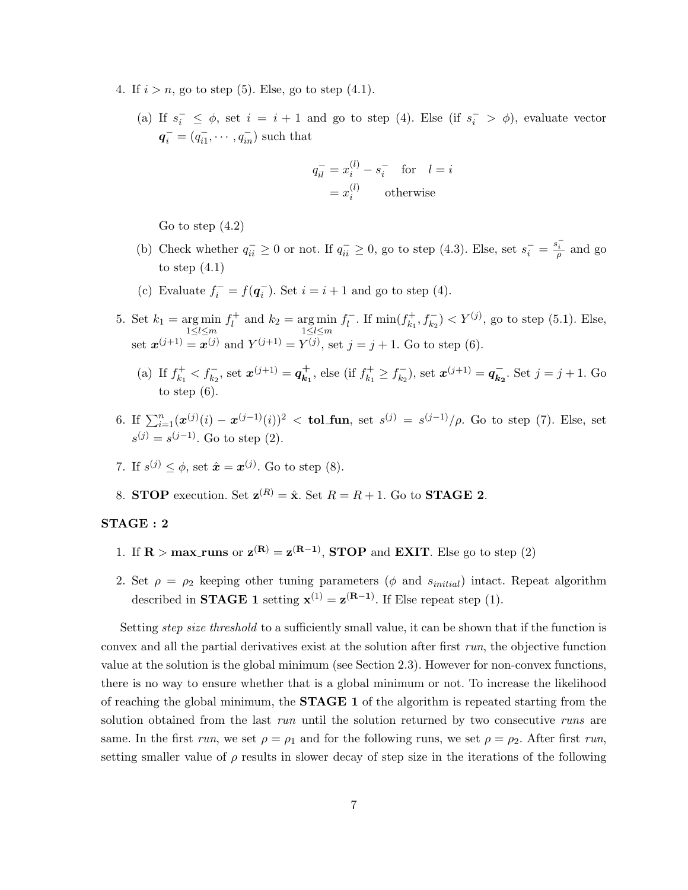4. If $i > n$, go to step (5). Else, go to step (4.1).

   (a) If $s_i^- \leq \phi$, set $i = i + 1$ and go to step (4). Else (if $s_i^- > \phi$), evaluate vector $\boldsymbol{q}_i^- = (q_{i1}^-, \cdots, q_{in}^-)$ such that

   $$\begin{aligned} q_{il}^- &= x_i^{(l)} - s_i^- \quad \text{for} \quad l = i \\ &= x_i^{(l)} \qquad \text{otherwise} \end{aligned}$$

   Go to step (4.2)

   (b) Check whether $q_{ii}^- \geq 0$ or not. If $q_{ii}^- \geq 0$, go to step (4.3). Else, set $s_i^- = \frac{s_i^-}{\rho}$ and go to step (4.1)

   (c) Evaluate $f_i^- = f(\boldsymbol{q}_i^-)$. Set $i = i + 1$ and go to step (4).

5. Set $k_1 = \underset{1 \leq l \leq m}{\arg\min}\, f_l^+$ and $k_2 = \underset{1 \leq l \leq m}{\arg\min}\, f_l^-$. If $\min(f_{k_1}^+, f_{k_2}^-) < Y^{(j)}$, go to step (5.1). Else, set $\boldsymbol{x}^{(j+1)} = \boldsymbol{x}^{(j)}$ and $Y^{(j+1)} = Y^{(j)}$, set $j = j + 1$. Go to step (6).

   (a) If $f_{k_1}^+ < f_{k_2}^-$, set $\boldsymbol{x}^{(j+1)} = \boldsymbol{q}_{\boldsymbol{k_1}}^{\boldsymbol{+}}$, else (if $f_{k_1}^+ \geq f_{k_2}^-$), set $\boldsymbol{x}^{(j+1)} = \boldsymbol{q}_{\boldsymbol{k_2}}^{\boldsymbol{-}}$. Set $j = j + 1$. Go to step (6).

6. If $\sum_{i=1}^{n}(\boldsymbol{x}^{(j)}(i) - \boldsymbol{x}^{(j-1)}(i))^2 < \textbf{tol\_fun}$, set $s^{(j)} = s^{(j-1)}/\rho$. Go to step (7). Else, set $s^{(j)} = s^{(j-1)}$. Go to step (2).

7. If $s^{(j)} \leq \phi$, set $\hat{\boldsymbol{x}} = \boldsymbol{x}^{(j)}$. Go to step (8).

8. **STOP** execution. Set $\mathbf{z}^{(R)} = \hat{\mathbf{x}}$. Set $R = R + 1$. Go to **STAGE 2**.

**STAGE : 2**

1. If $\mathbf{R} > \textbf{max\_runs}$ or $\mathbf{z^{(R)}} = \mathbf{z^{(R-1)}}$, **STOP** and **EXIT**. Else go to step (2)

2. Set $\rho = \rho_2$ keeping other tuning parameters ($\phi$ and $s_{initial}$) intact. Repeat algorithm described in **STAGE 1** setting $\mathbf{x}^{(1)} = \mathbf{z^{(R-1)}}$. If Else repeat step (1).

Setting *step size threshold* to a sufficiently small value, it can be shown that if the function is convex and all the partial derivatives exist at the solution after first *run*, the objective function value at the solution is the global minimum (see Section 2.3). However for non-convex functions, there is no way to ensure whether that is a global minimum or not. To increase the likelihood of reaching the global minimum, the **STAGE 1** of the algorithm is repeated starting from the solution obtained from the last *run* until the solution returned by two consecutive *runs* are same. In the first *run*, we set $\rho = \rho_1$ and for the following runs, we set $\rho = \rho_2$. After first *run*, setting smaller value of $\rho$ results in slower decay of step size in the iterations of the following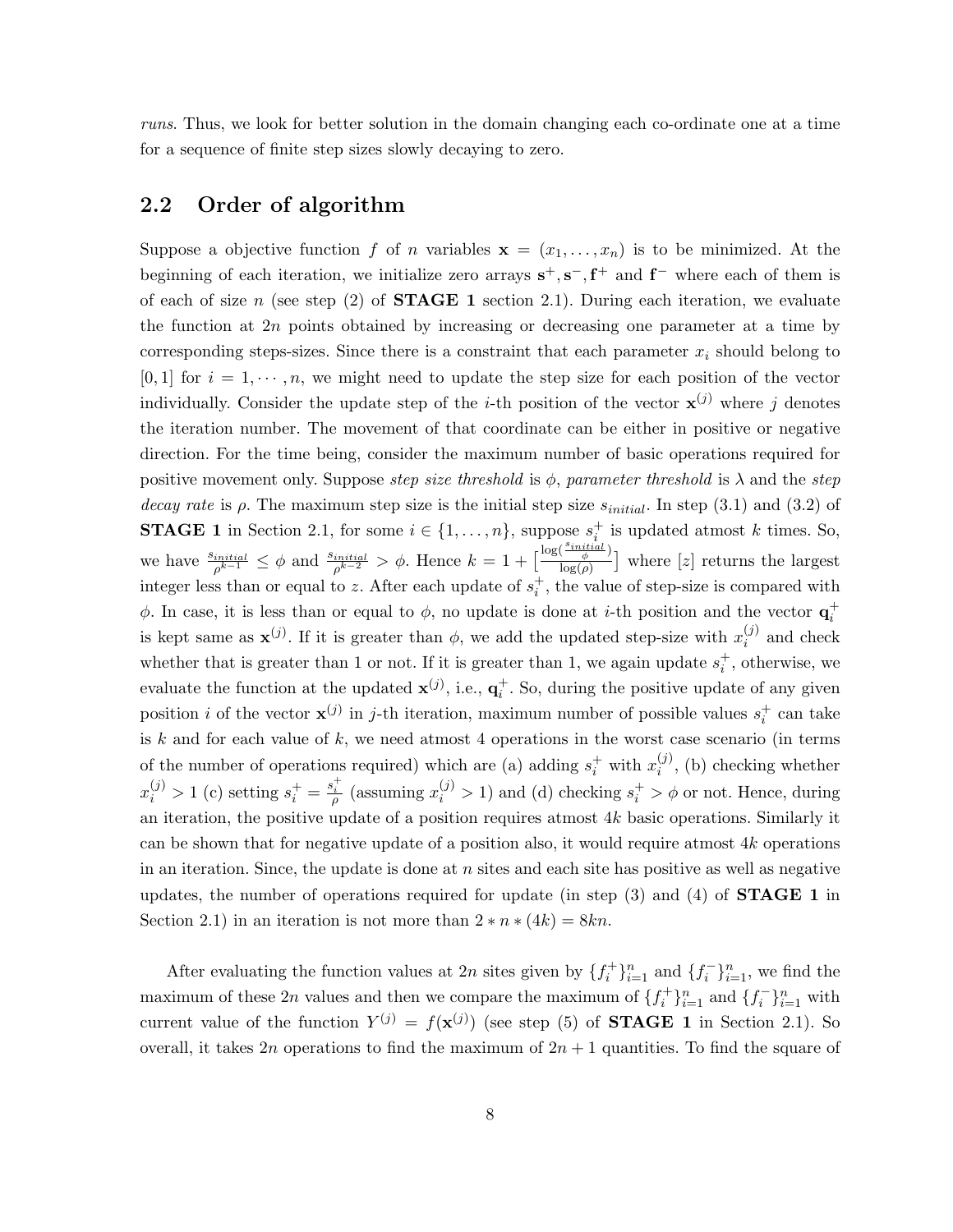*runs*. Thus, we look for better solution in the domain changing each co-ordinate one at a time for a sequence of finite step sizes slowly decaying to zero.

## 2.2 Order of algorithm

Suppose a objective function $f$ of $n$ variables $\mathbf{x} = (x_1, \ldots, x_n)$ is to be minimized. At the beginning of each iteration, we initialize zero arrays $\mathbf{s}^+, \mathbf{s}^-, \mathbf{f}^+$ and $\mathbf{f}^-$ where each of them is of each of size $n$ (see step (2) of **STAGE 1** section 2.1). During each iteration, we evaluate the function at $2n$ points obtained by increasing or decreasing one parameter at a time by corresponding steps-sizes. Since there is a constraint that each parameter $x_i$ should belong to $[0, 1]$ for $i = 1, \cdots, n$, we might need to update the step size for each position of the vector individually. Consider the update step of the $i$-th position of the vector $\mathbf{x}^{(j)}$ where $j$ denotes the iteration number. The movement of that coordinate can be either in positive or negative direction. For the time being, consider the maximum number of basic operations required for positive movement only. Suppose *step size threshold* is $\phi$, *parameter threshold* is $\lambda$ and the *step decay rate* is $\rho$. The maximum step size is the initial step size $s_{initial}$. In step (3.1) and (3.2) of **STAGE 1** in Section 2.1, for some $i \in \{1, \ldots, n\}$, suppose $s_i^+$ is updated atmost $k$ times. So, we have $\frac{s_{initial}}{\rho^{k-1}} \leq \phi$ and $\frac{s_{initial}}{\rho^{k-2}} > \phi$. Hence $k = 1 + \left[\frac{\log(\frac{s_{initial}}{\phi})}{\log(\rho)}\right]$ where $[z]$ returns the largest integer less than or equal to $z$. After each update of $s_i^+$, the value of step-size is compared with $\phi$. In case, it is less than or equal to $\phi$, no update is done at $i$-th position and the vector $\mathbf{q}_i^+$ is kept same as $\mathbf{x}^{(j)}$. If it is greater than $\phi$, we add the updated step-size with $x_i^{(j)}$ and check whether that is greater than 1 or not. If it is greater than 1, we again update $s_i^+$, otherwise, we evaluate the function at the updated $\mathbf{x}^{(j)}$, i.e., $\mathbf{q}_i^+$. So, during the positive update of any given position $i$ of the vector $\mathbf{x}^{(j)}$ in $j$-th iteration, maximum number of possible values $s_i^+$ can take is $k$ and for each value of $k$, we need atmost 4 operations in the worst case scenario (in terms of the number of operations required) which are (a) adding $s_i^+$ with $x_i^{(j)}$, (b) checking whether $x_i^{(j)} > 1$ (c) setting $s_i^+ = \frac{s_i^+}{\rho}$ (assuming $x_i^{(j)} > 1$) and (d) checking $s_i^+ > \phi$ or not. Hence, during an iteration, the positive update of a position requires atmost $4k$ basic operations. Similarly it can be shown that for negative update of a position also, it would require atmost $4k$ operations in an iteration. Since, the update is done at $n$ sites and each site has positive as well as negative updates, the number of operations required for update (in step (3) and (4) of **STAGE 1** in Section 2.1) in an iteration is not more than $2 * n * (4k) = 8kn$.

After evaluating the function values at $2n$ sites given by $\{f_i^+\}_{i=1}^n$ and $\{f_i^-\}_{i=1}^n$, we find the maximum of these $2n$ values and then we compare the maximum of $\{f_i^+\}_{i=1}^n$ and $\{f_i^-\}_{i=1}^n$ with current value of the function $Y^{(j)} = f(\mathbf{x}^{(j)})$ (see step (5) of **STAGE 1** in Section 2.1). So overall, it takes $2n$ operations to find the maximum of $2n + 1$ quantities. To find the square of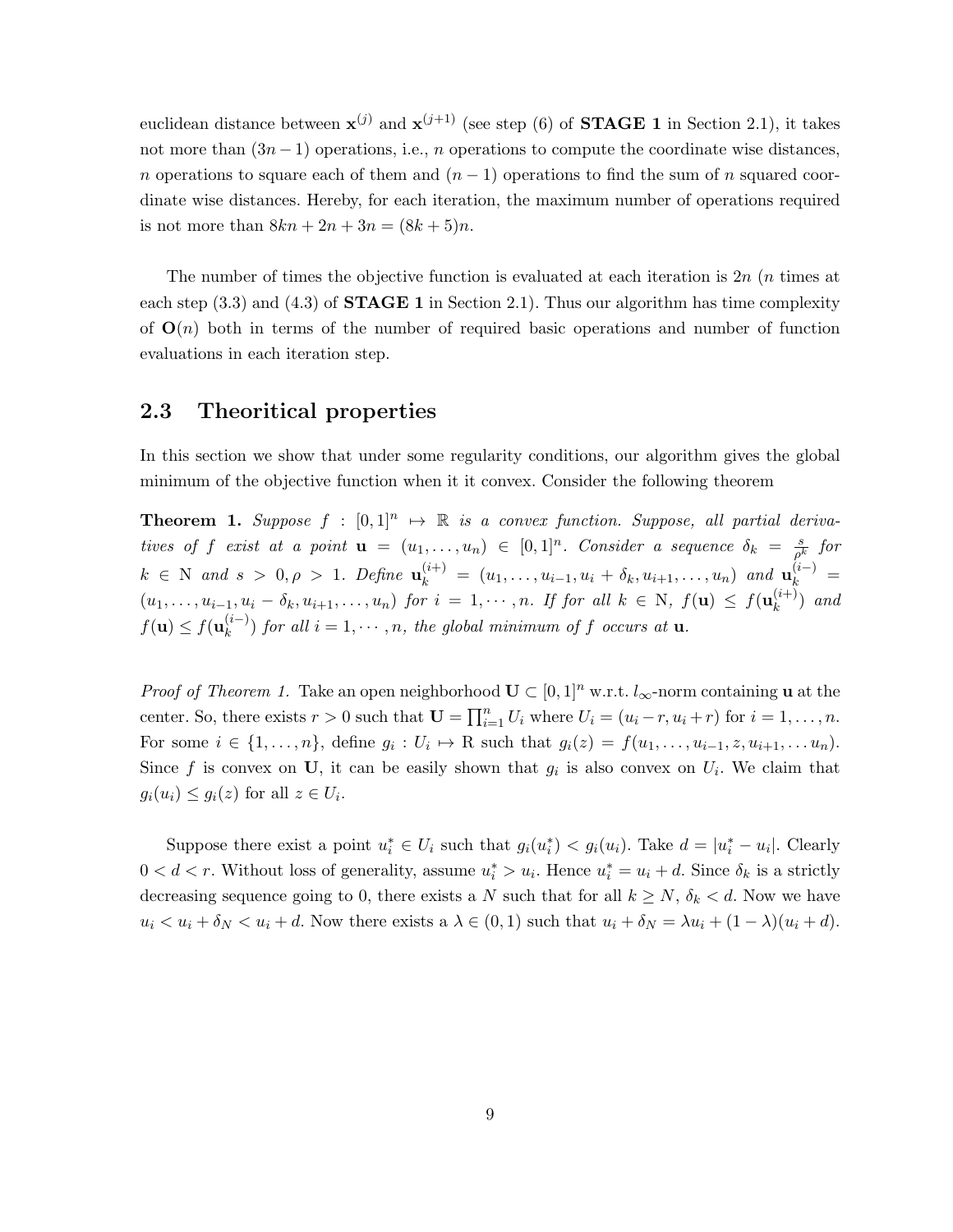euclidean distance between $\mathbf{x}^{(j)}$ and $\mathbf{x}^{(j+1)}$ (see step (6) of **STAGE 1** in Section 2.1), it takes not more than $(3n-1)$ operations, i.e., $n$ operations to compute the coordinate wise distances, $n$ operations to square each of them and $(n-1)$ operations to find the sum of $n$ squared coordinate wise distances. Hereby, for each iteration, the maximum number of operations required is not more than $8kn + 2n + 3n = (8k+5)n$.

The number of times the objective function is evaluated at each iteration is $2n$ ($n$ times at each step (3.3) and (4.3) of **STAGE 1** in Section 2.1). Thus our algorithm has time complexity of $\mathbf{O}(n)$ both in terms of the number of required basic operations and number of function evaluations in each iteration step.

## 2.3 Theoritical properties

In this section we show that under some regularity conditions, our algorithm gives the global minimum of the objective function when it it convex. Consider the following theorem

**Theorem 1.** *Suppose $f : [0,1]^n \mapsto \mathbb{R}$ is a convex function. Suppose, all partial derivatives of $f$ exist at a point $\mathbf{u} = (u_1, \ldots, u_n) \in [0,1]^n$. Consider a sequence $\delta_k = \frac{s}{\rho^k}$ for $k \in$ N and $s > 0, \rho > 1$. Define $\mathbf{u}_k^{(i+)} = (u_1, \ldots, u_{i-1}, u_i + \delta_k, u_{i+1}, \ldots, u_n)$ and $\mathbf{u}_k^{(i-)} = (u_1, \ldots, u_{i-1}, u_i - \delta_k, u_{i+1}, \ldots, u_n)$ for $i = 1, \cdots, n$. If for all $k \in$ N, $f(\mathbf{u}) \leq f(\mathbf{u}_k^{(i+)})$ and $f(\mathbf{u}) \leq f(\mathbf{u}_k^{(i-)})$ for all $i = 1, \cdots, n$, the global minimum of $f$ occurs at $\mathbf{u}$.*

*Proof of Theorem 1.* Take an open neighborhood $\mathbf{U} \subset [0,1]^n$ w.r.t. $l_\infty$-norm containing $\mathbf{u}$ at the center. So, there exists $r > 0$ such that $\mathbf{U} = \prod_{i=1}^n U_i$ where $U_i = (u_i - r, u_i + r)$ for $i = 1, \ldots, n$. For some $i \in \{1, \ldots, n\}$, define $g_i : U_i \mapsto$ R such that $g_i(z) = f(u_1, \ldots, u_{i-1}, z, u_{i+1}, \ldots u_n)$. Since $f$ is convex on $\mathbf{U}$, it can be easily shown that $g_i$ is also convex on $U_i$. We claim that $g_i(u_i) \leq g_i(z)$ for all $z \in U_i$.

Suppose there exist a point $u_i^* \in U_i$ such that $g_i(u_i^*) < g_i(u_i)$. Take $d = |u_i^* - u_i|$. Clearly $0 < d < r$. Without loss of generality, assume $u_i^* > u_i$. Hence $u_i^* = u_i + d$. Since $\delta_k$ is a strictly decreasing sequence going to 0, there exists a $N$ such that for all $k \geq N$, $\delta_k < d$. Now we have $u_i < u_i + \delta_N < u_i + d$. Now there exists a $\lambda \in (0,1)$ such that $u_i + \delta_N = \lambda u_i + (1-\lambda)(u_i + d)$.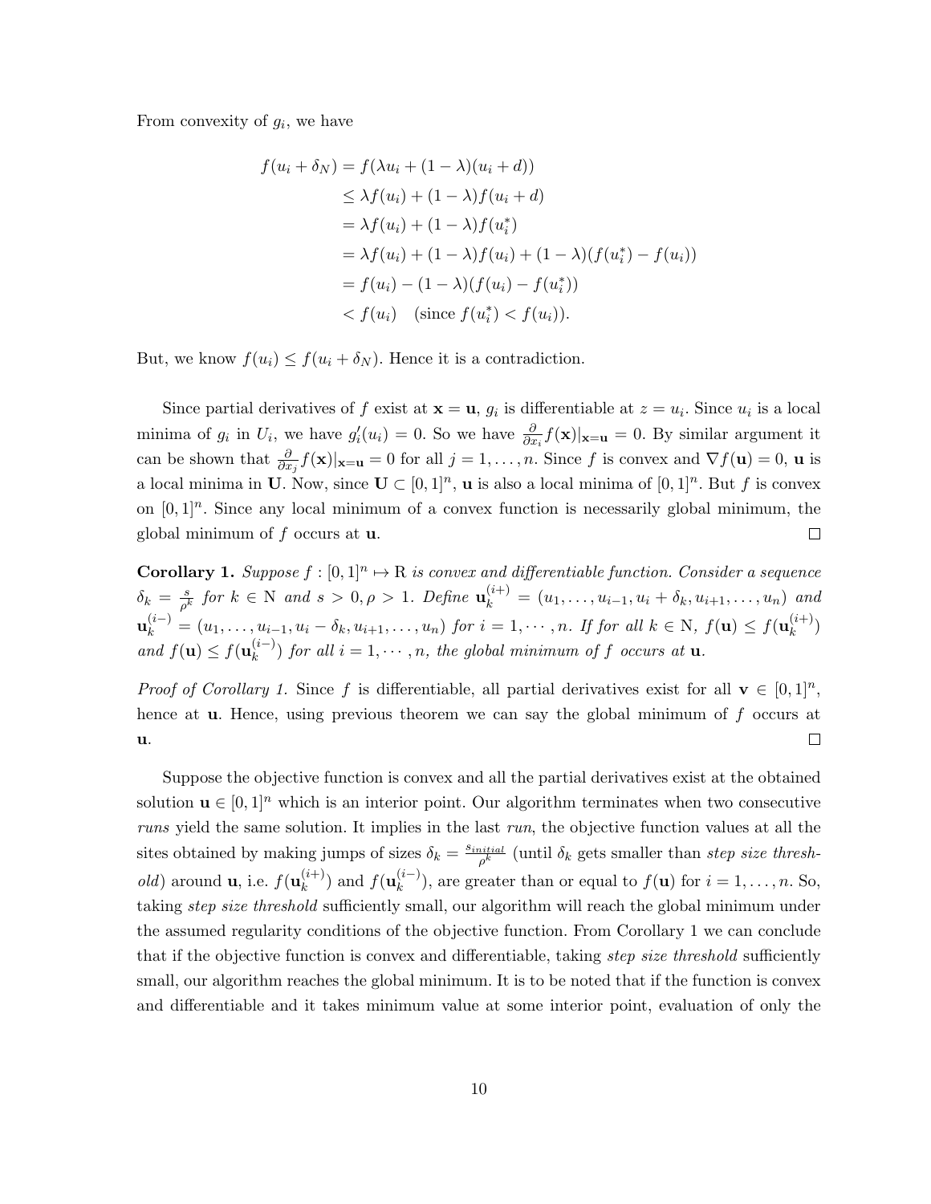From convexity of $g_i$, we have

$$
\begin{aligned}
f(u_i + \delta_N) &= f(\lambda u_i + (1-\lambda)(u_i + d)) \\
&\leq \lambda f(u_i) + (1-\lambda) f(u_i + d) \\
&= \lambda f(u_i) + (1-\lambda) f(u_i^*) \\
&= \lambda f(u_i) + (1-\lambda) f(u_i) + (1-\lambda)(f(u_i^*) - f(u_i)) \\
&= f(u_i) - (1-\lambda)(f(u_i) - f(u_i^*)) \\
&< f(u_i) \quad (\text{since } f(u_i^*) < f(u_i)).
\end{aligned}
$$

But, we know $f(u_i) \leq f(u_i + \delta_N)$. Hence it is a contradiction.

Since partial derivatives of $f$ exist at $\mathbf{x} = \mathbf{u}$, $g_i$ is differentiable at $z = u_i$. Since $u_i$ is a local minima of $g_i$ in $U_i$, we have $g_i'(u_i) = 0$. So we have $\frac{\partial}{\partial x_i} f(\mathbf{x})|_{\mathbf{x}=\mathbf{u}} = 0$. By similar argument it can be shown that $\frac{\partial}{\partial x_j} f(\mathbf{x})|_{\mathbf{x}=\mathbf{u}} = 0$ for all $j = 1, \ldots, n$. Since $f$ is convex and $\nabla f(\mathbf{u}) = 0$, $\mathbf{u}$ is a local minima in $\mathbf{U}$. Now, since $\mathbf{U} \subset [0,1]^n$, $\mathbf{u}$ is also a local minima of $[0,1]^n$. But $f$ is convex on $[0,1]^n$. Since any local minimum of a convex function is necessarily global minimum, the global minimum of $f$ occurs at $\mathbf{u}$. ◻

**Corollary 1.** *Suppose $f : [0,1]^n \mapsto \mathrm{R}$ is convex and differentiable function. Consider a sequence $\delta_k = \frac{s}{\rho^k}$ for $k \in \mathrm{N}$ and $s > 0, \rho > 1$. Define $\mathbf{u}_k^{(i+)} = (u_1, \ldots, u_{i-1}, u_i + \delta_k, u_{i+1}, \ldots, u_n)$ and $\mathbf{u}_k^{(i-)} = (u_1, \ldots, u_{i-1}, u_i - \delta_k, u_{i+1}, \ldots, u_n)$ for $i = 1, \cdots, n$. If for all $k \in \mathrm{N}$, $f(\mathbf{u}) \leq f(\mathbf{u}_k^{(i+)})$ and $f(\mathbf{u}) \leq f(\mathbf{u}_k^{(i-)})$ for all $i = 1, \cdots, n$, the global minimum of $f$ occurs at $\mathbf{u}$.*

*Proof of Corollary 1.* Since $f$ is differentiable, all partial derivatives exist for all $\mathbf{v} \in [0,1]^n$, hence at $\mathbf{u}$. Hence, using previous theorem we can say the global minimum of $f$ occurs at $\mathbf{u}$. ◻

Suppose the objective function is convex and all the partial derivatives exist at the obtained solution $\mathbf{u} \in [0,1]^n$ which is an interior point. Our algorithm terminates when two consecutive *runs* yield the same solution. It implies in the last *run*, the objective function values at all the sites obtained by making jumps of sizes $\delta_k = \frac{s_{initial}}{\rho^k}$ (until $\delta_k$ gets smaller than *step size threshold*) around $\mathbf{u}$, i.e. $f(\mathbf{u}_k^{(i+)})$ and $f(\mathbf{u}_k^{(i-)})$, are greater than or equal to $f(\mathbf{u})$ for $i = 1, \ldots, n$. So, taking *step size threshold* sufficiently small, our algorithm will reach the global minimum under the assumed regularity conditions of the objective function. From Corollary 1 we can conclude that if the objective function is convex and differentiable, taking *step size threshold* sufficiently small, our algorithm reaches the global minimum. It is to be noted that if the function is convex and differentiable and it takes minimum value at some interior point, evaluation of only the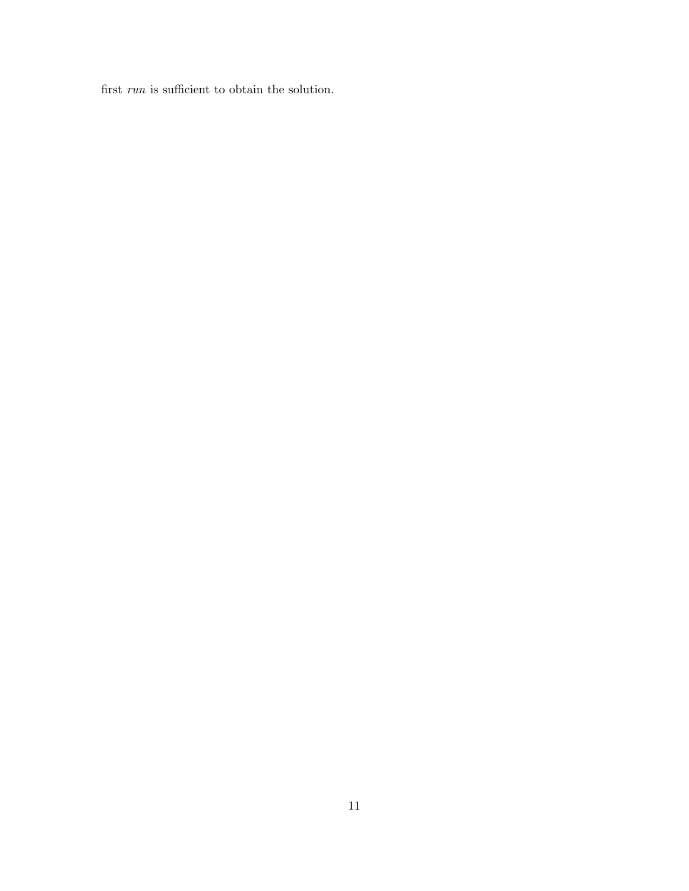first *run* is sufficient to obtain the solution.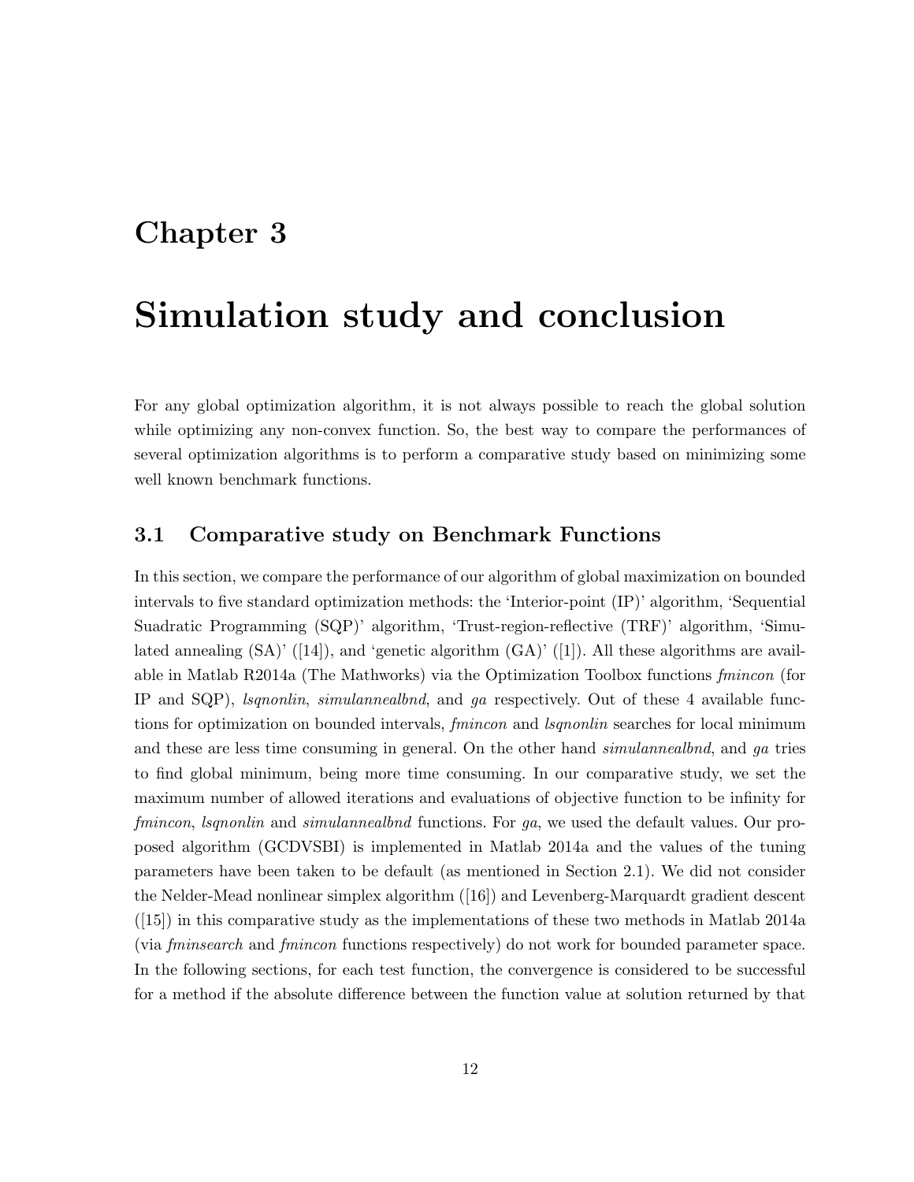# Chapter 3

# Simulation study and conclusion

For any global optimization algorithm, it is not always possible to reach the global solution while optimizing any non-convex function. So, the best way to compare the performances of several optimization algorithms is to perform a comparative study based on minimizing some well known benchmark functions.

## 3.1 Comparative study on Benchmark Functions

In this section, we compare the performance of our algorithm of global maximization on bounded intervals to five standard optimization methods: the 'Interior-point (IP)' algorithm, 'Sequential Suadratic Programming (SQP)' algorithm, 'Trust-region-reflective (TRF)' algorithm, 'Simulated annealing (SA)' ([14]), and 'genetic algorithm (GA)' ([1]). All these algorithms are available in Matlab R2014a (The Mathworks) via the Optimization Toolbox functions *fmincon* (for IP and SQP), *lsqnonlin*, *simulannealbnd*, and *ga* respectively. Out of these 4 available functions for optimization on bounded intervals, *fmincon* and *lsqnonlin* searches for local minimum and these are less time consuming in general. On the other hand *simulannealbnd*, and *ga* tries to find global minimum, being more time consuming. In our comparative study, we set the maximum number of allowed iterations and evaluations of objective function to be infinity for *fmincon*, *lsqnonlin* and *simulannealbnd* functions. For *ga*, we used the default values. Our proposed algorithm (GCDVSBI) is implemented in Matlab 2014a and the values of the tuning parameters have been taken to be default (as mentioned in Section 2.1). We did not consider the Nelder-Mead nonlinear simplex algorithm ([16]) and Levenberg-Marquardt gradient descent ([15]) in this comparative study as the implementations of these two methods in Matlab 2014a (via *fminsearch* and *fmincon* functions respectively) do not work for bounded parameter space. In the following sections, for each test function, the convergence is considered to be successful for a method if the absolute difference between the function value at solution returned by that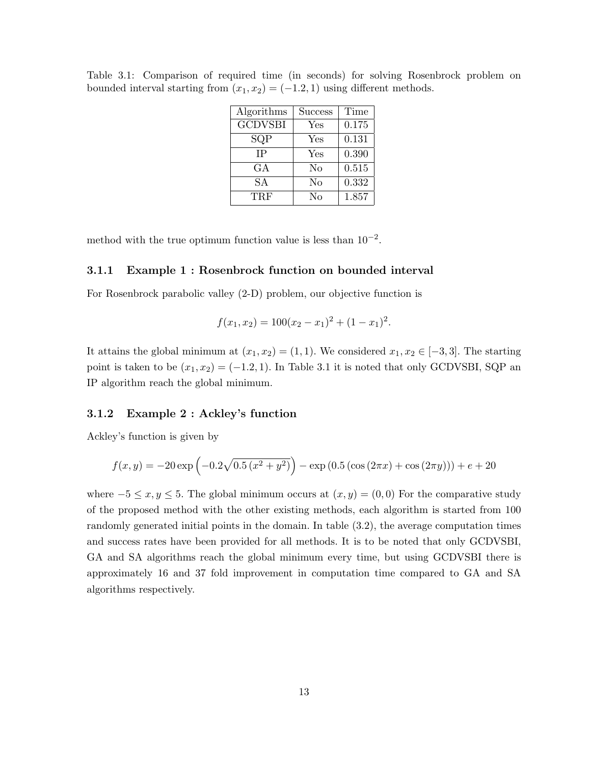Table 3.1: Comparison of required time (in seconds) for solving Rosenbrock problem on bounded interval starting from $(x_1, x_2) = (-1.2, 1)$ using different methods.

| Algorithms | Success | Time |
|---|---|---|
| GCDVSBI | Yes | 0.175 |
| SQP | Yes | 0.131 |
| IP | Yes | 0.390 |
| GA | No | 0.515 |
| SA | No | 0.332 |
| TRF | No | 1.857 |

method with the true optimum function value is less than $10^{-2}$.

### 3.1.1 Example 1 : Rosenbrock function on bounded interval

For Rosenbrock parabolic valley (2-D) problem, our objective function is

$$f(x_1, x_2) = 100(x_2 - x_1)^2 + (1 - x_1)^2.$$

It attains the global minimum at $(x_1, x_2) = (1, 1)$. We considered $x_1, x_2 \in [-3, 3]$. The starting point is taken to be $(x_1, x_2) = (-1.2, 1)$. In Table 3.1 it is noted that only GCDVSBI, SQP an IP algorithm reach the global minimum.

### 3.1.2 Example 2 : Ackley's function

Ackley's function is given by

$$f(x, y) = -20 \exp\left(-0.2\sqrt{0.5\left(x^2 + y^2\right)}\right) - \exp\left(0.5\left(\cos\left(2\pi x\right) + \cos\left(2\pi y\right)\right)\right) + e + 20$$

where $-5 \leq x, y \leq 5$. The global minimum occurs at $(x, y) = (0, 0)$ For the comparative study of the proposed method with the other existing methods, each algorithm is started from 100 randomly generated initial points in the domain. In table (3.2), the average computation times and success rates have been provided for all methods. It is to be noted that only GCDVSBI, GA and SA algorithms reach the global minimum every time, but using GCDVSBI there is approximately 16 and 37 fold improvement in computation time compared to GA and SA algorithms respectively.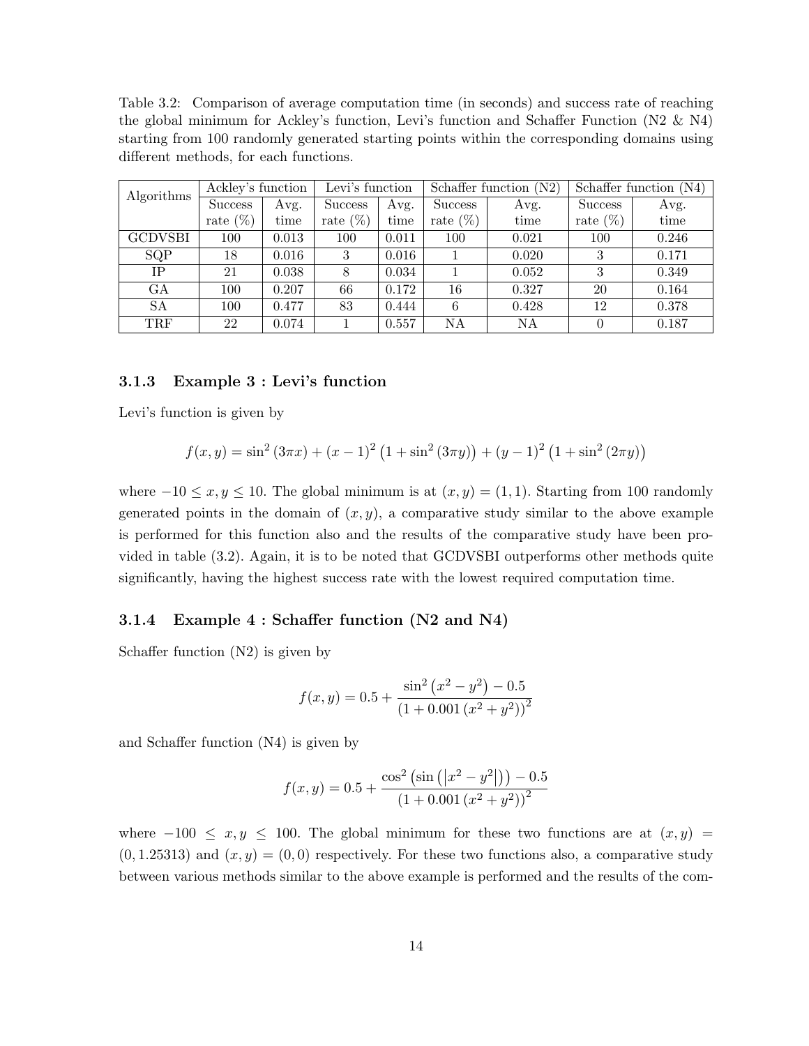Table 3.2: Comparison of average computation time (in seconds) and success rate of reaching the global minimum for Ackley's function, Levi's function and Schaffer Function (N2 & N4) starting from 100 randomly generated starting points within the corresponding domains using different methods, for each functions.

| Algorithms | Ackley's function | | Levi's function | | Schaffer function (N2) | | Schaffer function (N4) | |
|---|---|---|---|---|---|---|---|---|
| | Success rate (%) | Avg. time | Success rate (%) | Avg. time | Success rate (%) | Avg. time | Success rate (%) | Avg. time |
| GCDVSBI | 100 | 0.013 | 100 | 0.011 | 100 | 0.021 | 100 | 0.246 |
| SQP | 18 | 0.016 | 3 | 0.016 | 1 | 0.020 | 3 | 0.171 |
| IP | 21 | 0.038 | 8 | 0.034 | 1 | 0.052 | 3 | 0.349 |
| GA | 100 | 0.207 | 66 | 0.172 | 16 | 0.327 | 20 | 0.164 |
| SA | 100 | 0.477 | 83 | 0.444 | 6 | 0.428 | 12 | 0.378 |
| TRF | 22 | 0.074 | 1 | 0.557 | NA | NA | 0 | 0.187 |

### 3.1.3 Example 3 : Levi's function

Levi's function is given by

$$f(x, y) = \sin^2(3\pi x) + (x-1)^2\left(1 + \sin^2(3\pi y)\right) + (y-1)^2\left(1 + \sin^2(2\pi y)\right)$$

where $-10 \leq x, y \leq 10$. The global minimum is at $(x, y) = (1, 1)$. Starting from 100 randomly generated points in the domain of $(x, y)$, a comparative study similar to the above example is performed for this function also and the results of the comparative study have been provided in table (3.2). Again, it is to be noted that GCDVSBI outperforms other methods quite significantly, having the highest success rate with the lowest required computation time.

### 3.1.4 Example 4 : Schaffer function (N2 and N4)

Schaffer function (N2) is given by

$$f(x, y) = 0.5 + \frac{\sin^2\left(x^2 - y^2\right) - 0.5}{\left(1 + 0.001\left(x^2 + y^2\right)\right)^2}$$

and Schaffer function (N4) is given by

$$f(x, y) = 0.5 + \frac{\cos^2\left(\sin\left(\left|x^2 - y^2\right|\right)\right) - 0.5}{\left(1 + 0.001\left(x^2 + y^2\right)\right)^2}$$

where $-100 \leq x, y \leq 100$. The global minimum for these two functions are at $(x, y) = (0, 1.25313)$ and $(x, y) = (0, 0)$ respectively. For these two functions also, a comparative study between various methods similar to the above example is performed and the results of the com-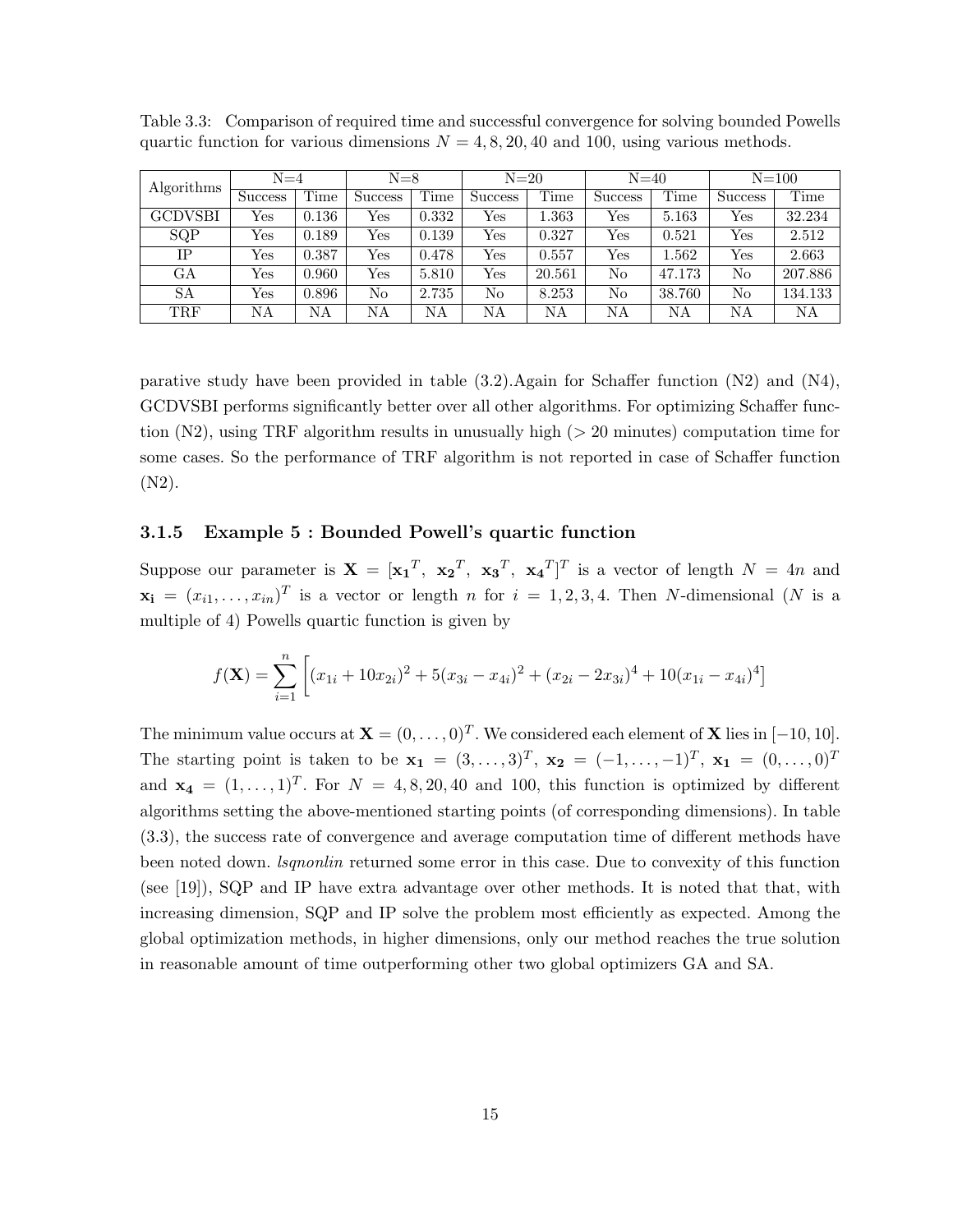Table 3.3: Comparison of required time and successful convergence for solving bounded Powells quartic function for various dimensions $N = 4, 8, 20, 40$ and 100, using various methods.

| Algorithms | N=4 | | N=8 | | N=20 | | N=40 | | N=100 | |
|---|---|---|---|---|---|---|---|---|---|---|
| | Success | Time | Success | Time | Success | Time | Success | Time | Success | Time |
| GCDVSBI | Yes | 0.136 | Yes | 0.332 | Yes | 1.363 | Yes | 5.163 | Yes | 32.234 |
| SQP | Yes | 0.189 | Yes | 0.139 | Yes | 0.327 | Yes | 0.521 | Yes | 2.512 |
| IP | Yes | 0.387 | Yes | 0.478 | Yes | 0.557 | Yes | 1.562 | Yes | 2.663 |
| GA | Yes | 0.960 | Yes | 5.810 | Yes | 20.561 | No | 47.173 | No | 207.886 |
| SA | Yes | 0.896 | No | 2.735 | No | 8.253 | No | 38.760 | No | 134.133 |
| TRF | NA | NA | NA | NA | NA | NA | NA | NA | NA | NA |

parative study have been provided in table (3.2).Again for Schaffer function (N2) and (N4), GCDVSBI performs significantly better over all other algorithms. For optimizing Schaffer function (N2), using TRF algorithm results in unusually high (> 20 minutes) computation time for some cases. So the performance of TRF algorithm is not reported in case of Schaffer function (N2).

### 3.1.5 Example 5 : Bounded Powell's quartic function

Suppose our parameter is $\mathbf{X} = [\mathbf{x_1}^T,\ \mathbf{x_2}^T,\ \mathbf{x_3}^T,\ \mathbf{x_4}^T]^T$ is a vector of length $N = 4n$ and $\mathbf{x_i} = (x_{i1}, \ldots, x_{in})^T$ is a vector or length $n$ for $i = 1, 2, 3, 4$. Then $N$-dimensional ($N$ is a multiple of 4) Powells quartic function is given by

$$f(\mathbf{X}) = \sum_{i=1}^{n} \left[ (x_{1i} + 10x_{2i})^2 + 5(x_{3i} - x_{4i})^2 + (x_{2i} - 2x_{3i})^4 + 10(x_{1i} - x_{4i})^4 \right]$$

The minimum value occurs at $\mathbf{X} = (0, \ldots, 0)^T$. We considered each element of $\mathbf{X}$ lies in $[-10, 10]$. The starting point is taken to be $\mathbf{x_1} = (3, \ldots, 3)^T$, $\mathbf{x_2} = (-1, \ldots, -1)^T$, $\mathbf{x_1} = (0, \ldots, 0)^T$ and $\mathbf{x_4} = (1, \ldots, 1)^T$. For $N = 4, 8, 20, 40$ and 100, this function is optimized by different algorithms setting the above-mentioned starting points (of corresponding dimensions). In table (3.3), the success rate of convergence and average computation time of different methods have been noted down. *lsqnonlin* returned some error in this case. Due to convexity of this function (see [19]), SQP and IP have extra advantage over other methods. It is noted that that, with increasing dimension, SQP and IP solve the problem most efficiently as expected. Among the global optimization methods, in higher dimensions, only our method reaches the true solution in reasonable amount of time outperforming other two global optimizers GA and SA.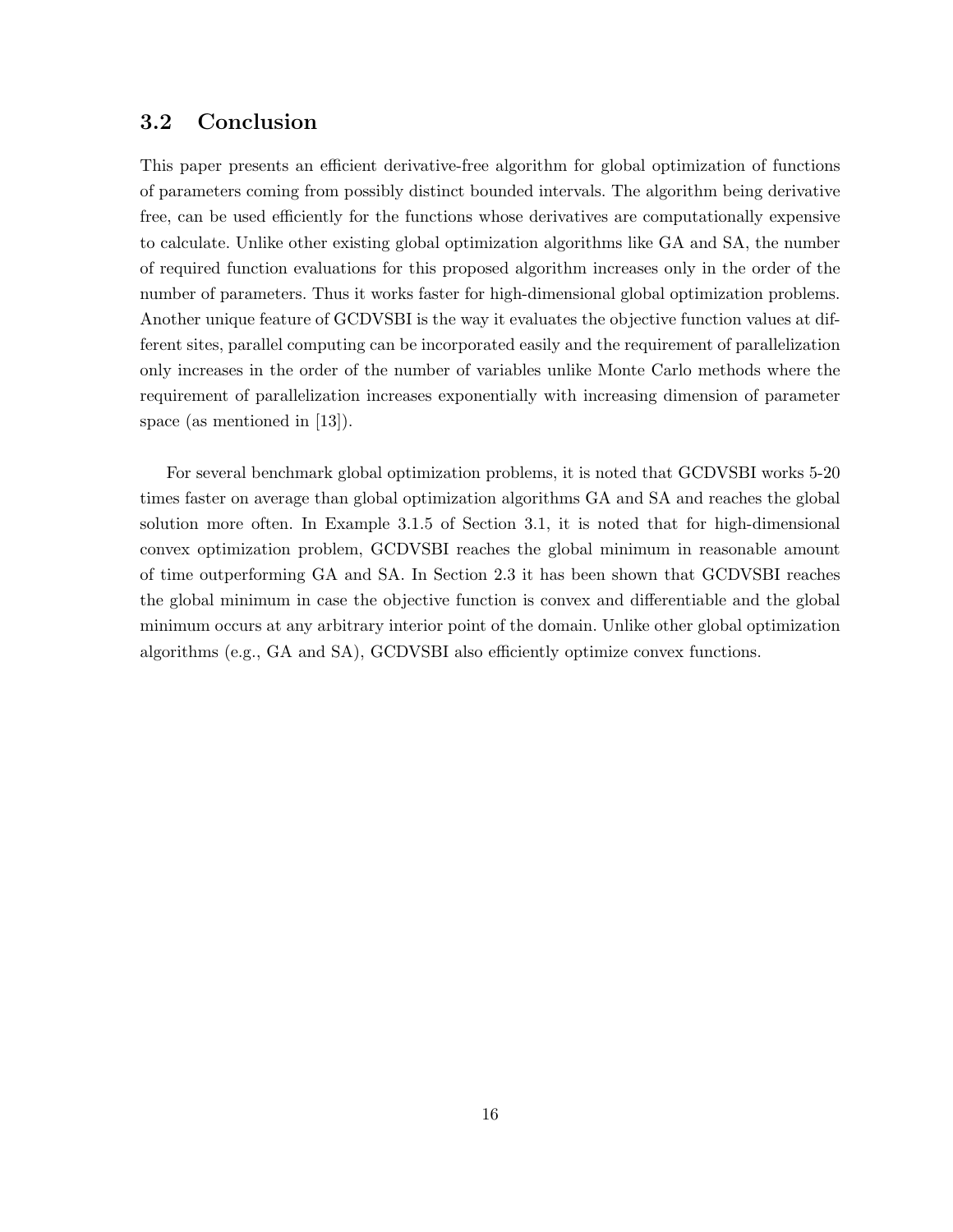### 3.2 Conclusion

This paper presents an efficient derivative-free algorithm for global optimization of functions of parameters coming from possibly distinct bounded intervals. The algorithm being derivative free, can be used efficiently for the functions whose derivatives are computationally expensive to calculate. Unlike other existing global optimization algorithms like GA and SA, the number of required function evaluations for this proposed algorithm increases only in the order of the number of parameters. Thus it works faster for high-dimensional global optimization problems. Another unique feature of GCDVSBI is the way it evaluates the objective function values at different sites, parallel computing can be incorporated easily and the requirement of parallelization only increases in the order of the number of variables unlike Monte Carlo methods where the requirement of parallelization increases exponentially with increasing dimension of parameter space (as mentioned in [13]).

For several benchmark global optimization problems, it is noted that GCDVSBI works 5-20 times faster on average than global optimization algorithms GA and SA and reaches the global solution more often. In Example 3.1.5 of Section 3.1, it is noted that for high-dimensional convex optimization problem, GCDVSBI reaches the global minimum in reasonable amount of time outperforming GA and SA. In Section 2.3 it has been shown that GCDVSBI reaches the global minimum in case the objective function is convex and differentiable and the global minimum occurs at any arbitrary interior point of the domain. Unlike other global optimization algorithms (e.g., GA and SA), GCDVSBI also efficiently optimize convex functions.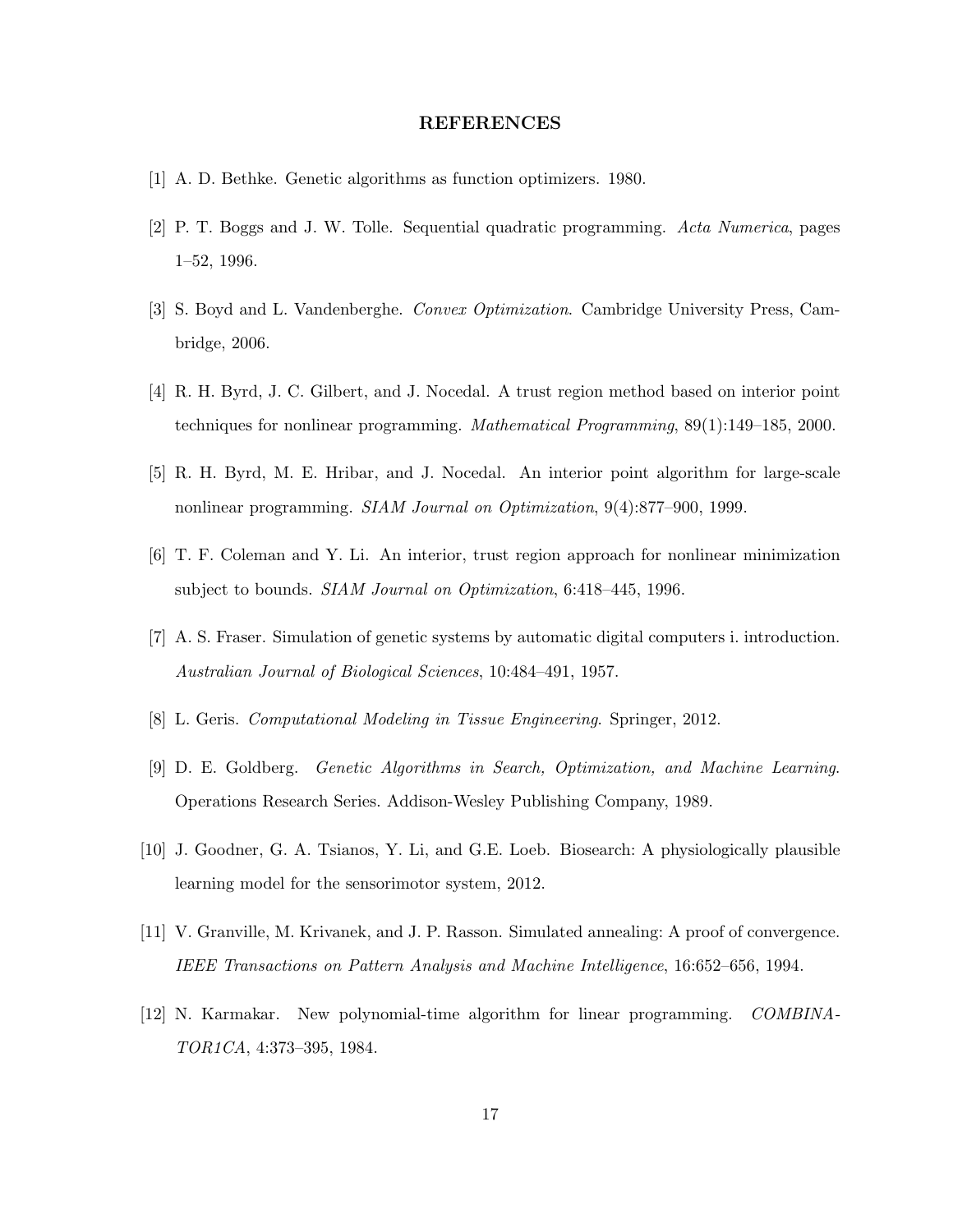## REFERENCES

[1] A. D. Bethke. Genetic algorithms as function optimizers. 1980.

[2] P. T. Boggs and J. W. Tolle. Sequential quadratic programming. *Acta Numerica*, pages 1–52, 1996.

[3] S. Boyd and L. Vandenberghe. *Convex Optimization*. Cambridge University Press, Cambridge, 2006.

[4] R. H. Byrd, J. C. Gilbert, and J. Nocedal. A trust region method based on interior point techniques for nonlinear programming. *Mathematical Programming*, 89(1):149–185, 2000.

[5] R. H. Byrd, M. E. Hribar, and J. Nocedal. An interior point algorithm for large-scale nonlinear programming. *SIAM Journal on Optimization*, 9(4):877–900, 1999.

[6] T. F. Coleman and Y. Li. An interior, trust region approach for nonlinear minimization subject to bounds. *SIAM Journal on Optimization*, 6:418–445, 1996.

[7] A. S. Fraser. Simulation of genetic systems by automatic digital computers i. introduction. *Australian Journal of Biological Sciences*, 10:484–491, 1957.

[8] L. Geris. *Computational Modeling in Tissue Engineering*. Springer, 2012.

[9] D. E. Goldberg. *Genetic Algorithms in Search, Optimization, and Machine Learning*. Operations Research Series. Addison-Wesley Publishing Company, 1989.

[10] J. Goodner, G. A. Tsianos, Y. Li, and G.E. Loeb. Biosearch: A physiologically plausible learning model for the sensorimotor system, 2012.

[11] V. Granville, M. Krivanek, and J. P. Rasson. Simulated annealing: A proof of convergence. *IEEE Transactions on Pattern Analysis and Machine Intelligence*, 16:652–656, 1994.

[12] N. Karmakar. New polynomial-time algorithm for linear programming. *COMBINATOR1CA*, 4:373–395, 1984.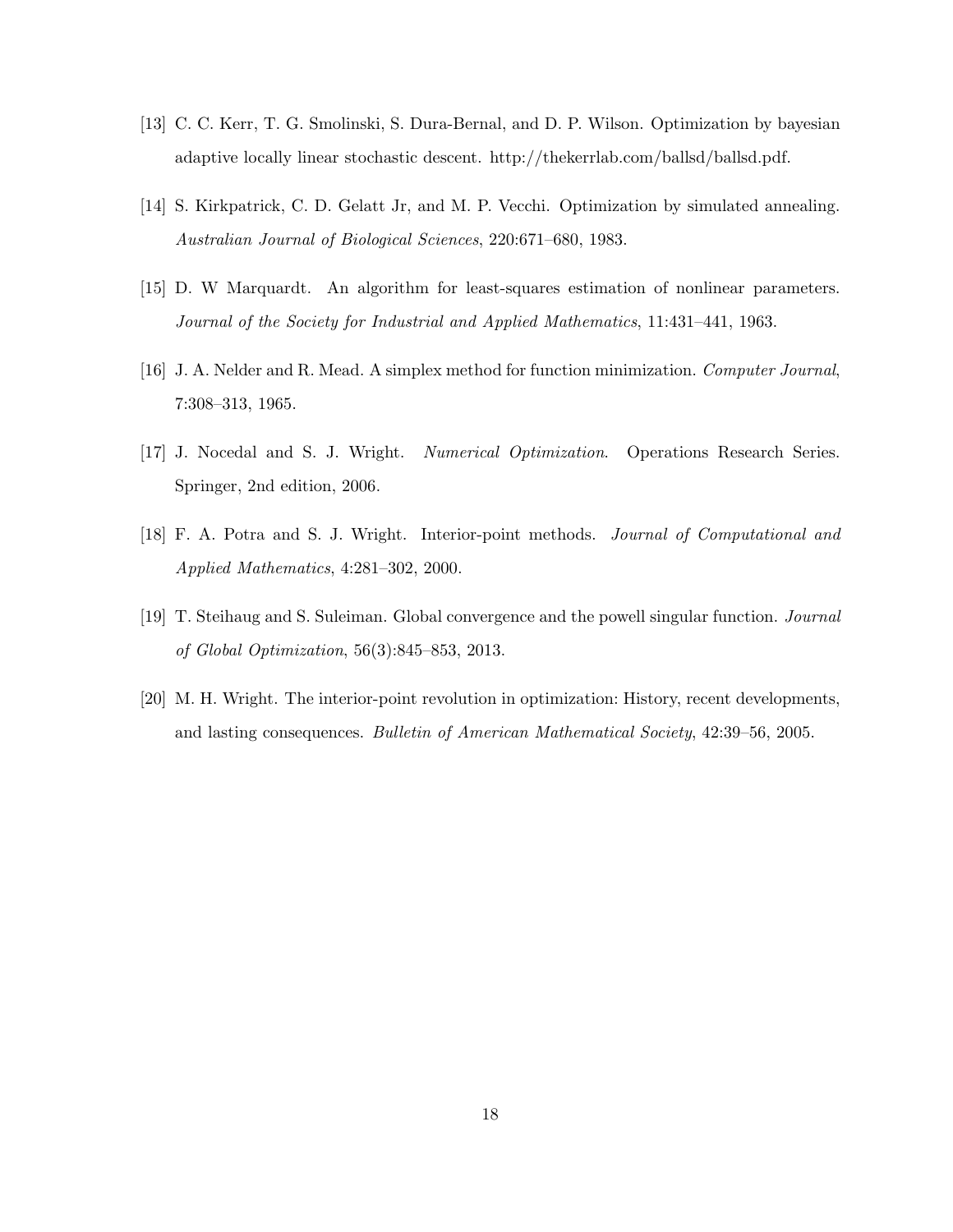[13] C. C. Kerr, T. G. Smolinski, S. Dura-Bernal, and D. P. Wilson. Optimization by bayesian adaptive locally linear stochastic descent. http://thekerrlab.com/ballsd/ballsd.pdf.

[14] S. Kirkpatrick, C. D. Gelatt Jr, and M. P. Vecchi. Optimization by simulated annealing. *Australian Journal of Biological Sciences*, 220:671–680, 1983.

[15] D. W Marquardt. An algorithm for least-squares estimation of nonlinear parameters. *Journal of the Society for Industrial and Applied Mathematics*, 11:431–441, 1963.

[16] J. A. Nelder and R. Mead. A simplex method for function minimization. *Computer Journal*, 7:308–313, 1965.

[17] J. Nocedal and S. J. Wright. *Numerical Optimization*. Operations Research Series. Springer, 2nd edition, 2006.

[18] F. A. Potra and S. J. Wright. Interior-point methods. *Journal of Computational and Applied Mathematics*, 4:281–302, 2000.

[19] T. Steihaug and S. Suleiman. Global convergence and the powell singular function. *Journal of Global Optimization*, 56(3):845–853, 2013.

[20] M. H. Wright. The interior-point revolution in optimization: History, recent developments, and lasting consequences. *Bulletin of American Mathematical Society*, 42:39–56, 2005.